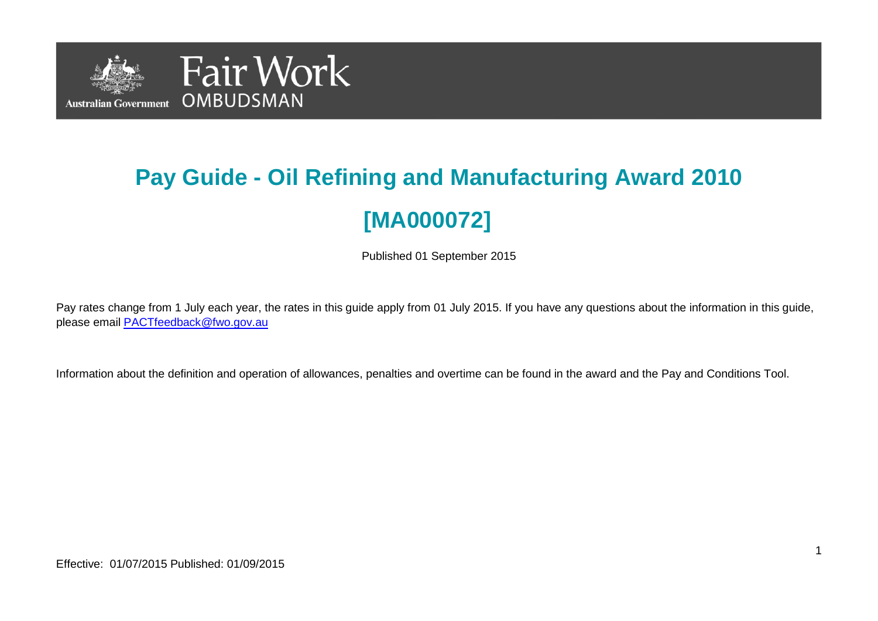# Pay Guide - Oil Refining and Manufacturing Award 2010 [MA000072]

Published 01 September 2015

Pay rates change from 1 July each year, the rates in this guide apply from 01 July 2015. If you have any questions about the information in this guide, please email [PACTfeedback@fwo.gov.au](mailto:PACTfeedback@fwo.gov.au)

Information about the definition and operation of allowances, penalties and overtime can be found in the award and the Pay and Conditions Tool.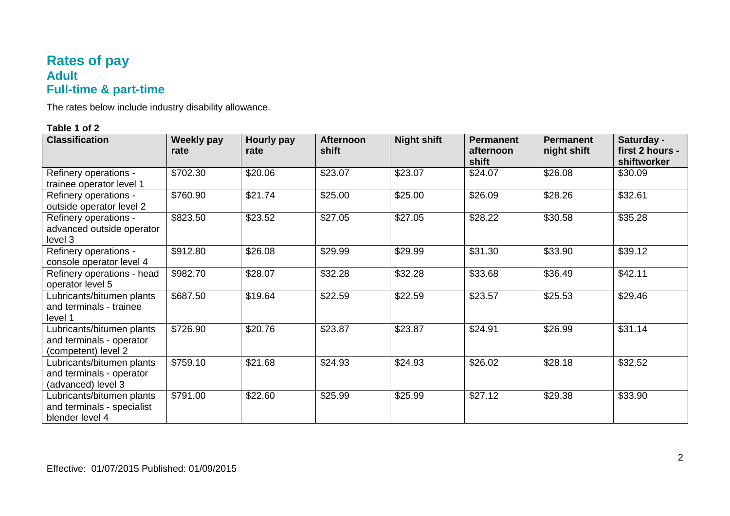# Rates of pay
## Adult
## Full-time & part-time

The rates below include industry disability allowance.

**Table 1 of 2**

| Classification | Weekly pay rate | Hourly pay rate | Afternoon shift | Night shift | Permanent afternoon shift | Permanent night shift | Saturday - first 2 hours - shiftworker |
|---|---|---|---|---|---|---|---|
| Refinery operations - trainee operator level 1 | $702.30 | $20.06 | $23.07 | $23.07 | $24.07 | $26.08 | $30.09 |
| Refinery operations - outside operator level 2 | $760.90 | $21.74 | $25.00 | $25.00 | $26.09 | $28.26 | $32.61 |
| Refinery operations - advanced outside operator level 3 | $823.50 | $23.52 | $27.05 | $27.05 | $28.22 | $30.58 | $35.28 |
| Refinery operations - console operator level 4 | $912.80 | $26.08 | $29.99 | $29.99 | $31.30 | $33.90 | $39.12 |
| Refinery operations - head operator level 5 | $982.70 | $28.07 | $32.28 | $32.28 | $33.68 | $36.49 | $42.11 |
| Lubricants/bitumen plants and terminals - trainee level 1 | $687.50 | $19.64 | $22.59 | $22.59 | $23.57 | $25.53 | $29.46 |
| Lubricants/bitumen plants and terminals - operator (competent) level 2 | $726.90 | $20.76 | $23.87 | $23.87 | $24.91 | $26.99 | $31.14 |
| Lubricants/bitumen plants and terminals - operator (advanced) level 3 | $759.10 | $21.68 | $24.93 | $24.93 | $26.02 | $28.18 | $32.52 |
| Lubricants/bitumen plants and terminals - specialist blender level 4 | $791.00 | $22.60 | $25.99 | $25.99 | $27.12 | $29.38 | $33.90 |

Effective: 01/07/2015 Published: 01/09/2015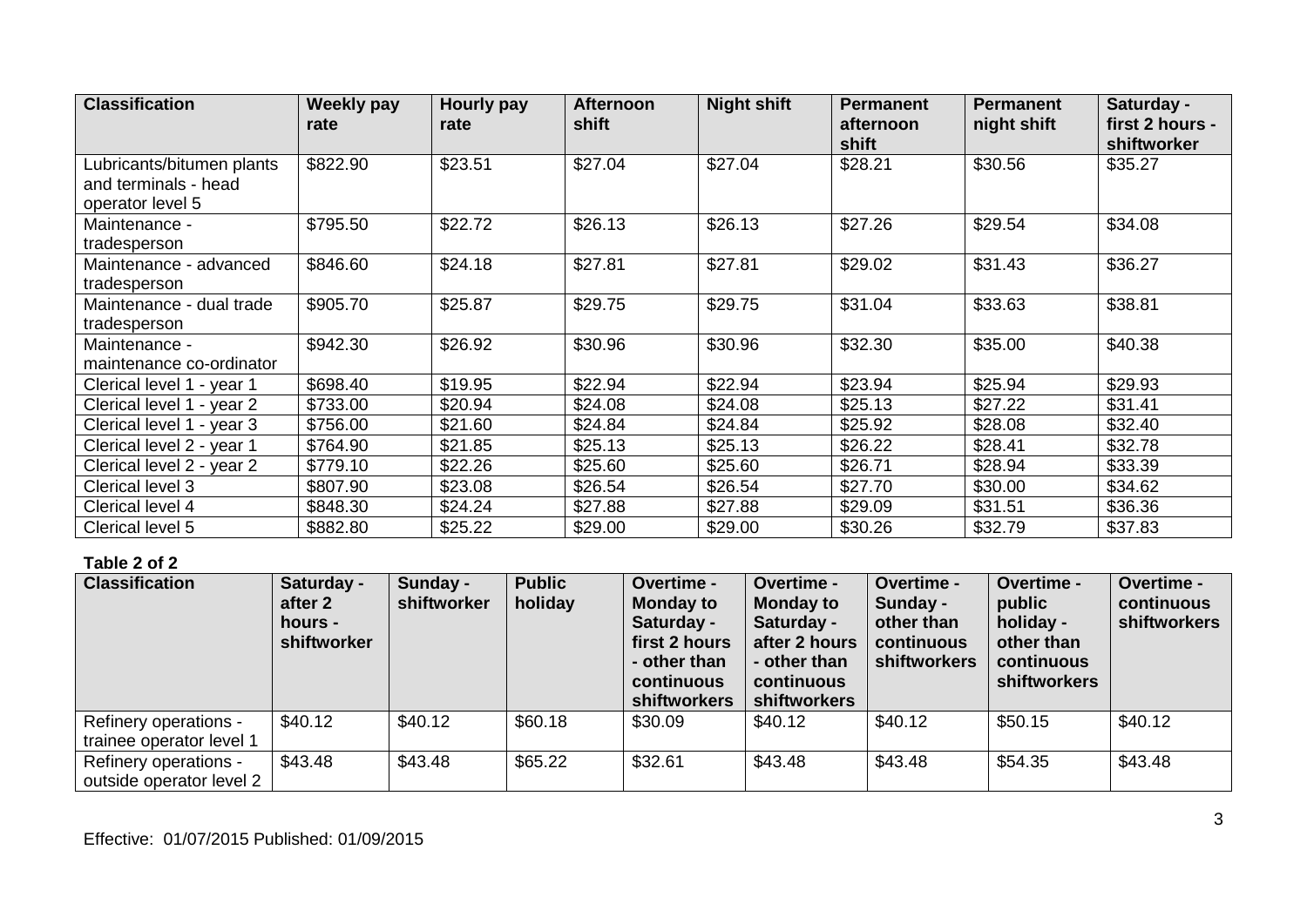| Classification | Weekly pay rate | Hourly pay rate | Afternoon shift | Night shift | Permanent afternoon shift | Permanent night shift | Saturday - first 2 hours - shiftworker |
|---|---|---|---|---|---|---|---|
| Lubricants/bitumen plants and terminals - head operator level 5 | $822.90 | $23.51 | $27.04 | $27.04 | $28.21 | $30.56 | $35.27 |
| Maintenance - tradesperson | $795.50 | $22.72 | $26.13 | $26.13 | $27.26 | $29.54 | $34.08 |
| Maintenance - advanced tradesperson | $846.60 | $24.18 | $27.81 | $27.81 | $29.02 | $31.43 | $36.27 |
| Maintenance - dual trade tradesperson | $905.70 | $25.87 | $29.75 | $29.75 | $31.04 | $33.63 | $38.81 |
| Maintenance - maintenance co-ordinator | $942.30 | $26.92 | $30.96 | $30.96 | $32.30 | $35.00 | $40.38 |
| Clerical level 1 - year 1 | $698.40 | $19.95 | $22.94 | $22.94 | $23.94 | $25.94 | $29.93 |
| Clerical level 1 - year 2 | $733.00 | $20.94 | $24.08 | $24.08 | $25.13 | $27.22 | $31.41 |
| Clerical level 1 - year 3 | $756.00 | $21.60 | $24.84 | $24.84 | $25.92 | $28.08 | $32.40 |
| Clerical level 2 - year 1 | $764.90 | $21.85 | $25.13 | $25.13 | $26.22 | $28.41 | $32.78 |
| Clerical level 2 - year 2 | $779.10 | $22.26 | $25.60 | $25.60 | $26.71 | $28.94 | $33.39 |
| Clerical level 3 | $807.90 | $23.08 | $26.54 | $26.54 | $27.70 | $30.00 | $34.62 |
| Clerical level 4 | $848.30 | $24.24 | $27.88 | $27.88 | $29.09 | $31.51 | $36.36 |
| Clerical level 5 | $882.80 | $25.22 | $29.00 | $29.00 | $30.26 | $32.79 | $37.83 |

**Table 2 of 2**

| Classification | Saturday - after 2 hours - shiftworker | Sunday - shiftworker | Public holiday | Overtime - Monday to Saturday - first 2 hours - other than continuous shiftworkers | Overtime - Monday to Saturday - after 2 hours - other than continuous shiftworkers | Overtime - Sunday - other than continuous shiftworkers | Overtime - public holiday - other than continuous shiftworkers | Overtime - continuous shiftworkers |
|---|---|---|---|---|---|---|---|---|
| Refinery operations - trainee operator level 1 | $40.12 | $40.12 | $60.18 | $30.09 | $40.12 | $40.12 | $50.15 | $40.12 |
| Refinery operations - outside operator level 2 | $43.48 | $43.48 | $65.22 | $32.61 | $43.48 | $43.48 | $54.35 | $43.48 |

Effective: 01/07/2015 Published: 01/09/2015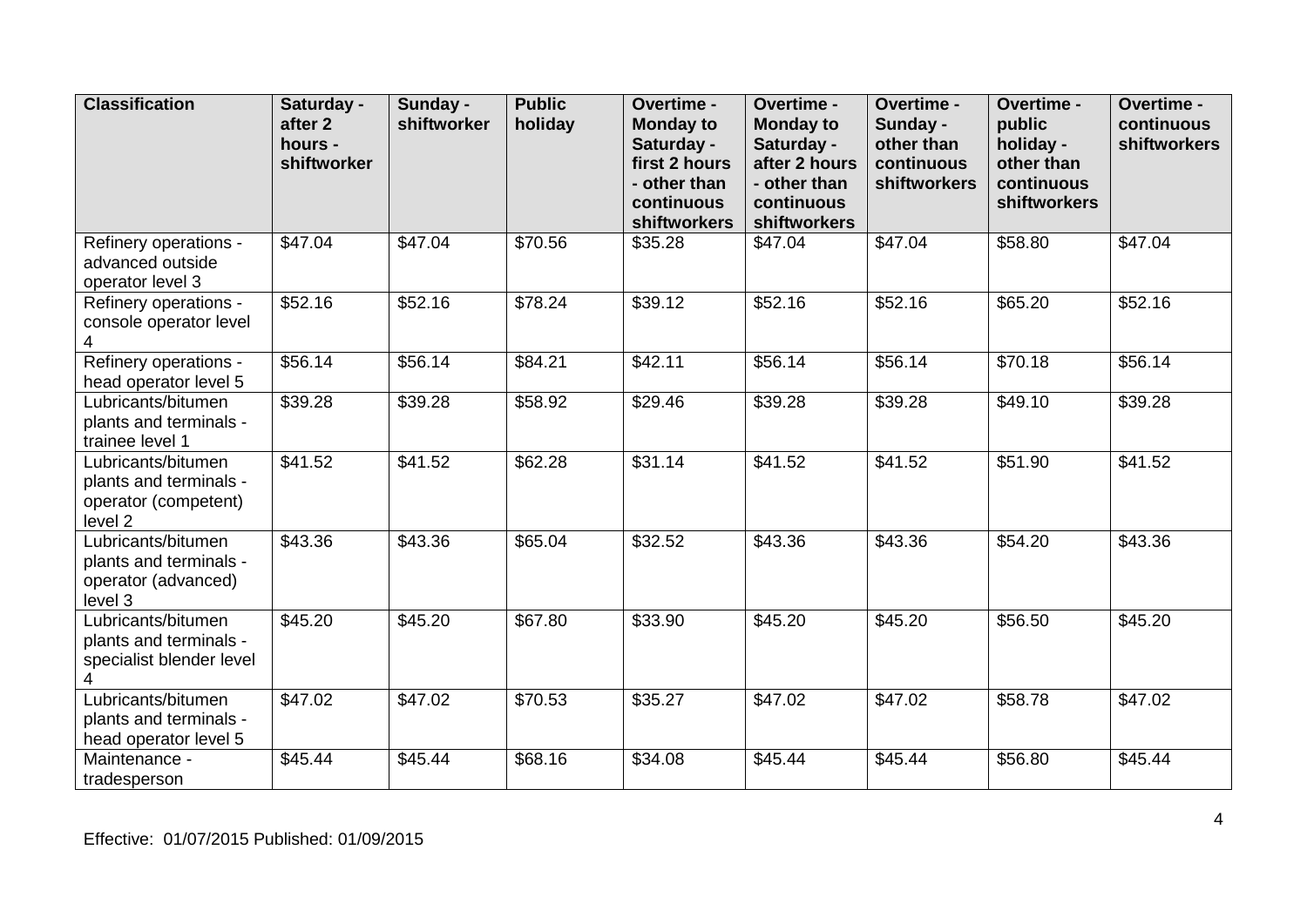| Classification | Saturday - after 2 hours - shiftworker | Sunday - shiftworker | Public holiday | Overtime - Monday to Saturday - first 2 hours - other than continuous shiftworkers | Overtime - Monday to Saturday - after 2 hours - other than continuous shiftworkers | Overtime - Sunday - other than continuous shiftworkers | Overtime - public holiday - other than continuous shiftworkers | Overtime - continuous shiftworkers |
|---|---|---|---|---|---|---|---|---|
| Refinery operations - advanced outside operator level 3 | $47.04 | $47.04 | $70.56 | $35.28 | $47.04 | $47.04 | $58.80 | $47.04 |
| Refinery operations - console operator level 4 | $52.16 | $52.16 | $78.24 | $39.12 | $52.16 | $52.16 | $65.20 | $52.16 |
| Refinery operations - head operator level 5 | $56.14 | $56.14 | $84.21 | $42.11 | $56.14 | $56.14 | $70.18 | $56.14 |
| Lubricants/bitumen plants and terminals - trainee level 1 | $39.28 | $39.28 | $58.92 | $29.46 | $39.28 | $39.28 | $49.10 | $39.28 |
| Lubricants/bitumen plants and terminals - operator (competent) level 2 | $41.52 | $41.52 | $62.28 | $31.14 | $41.52 | $41.52 | $51.90 | $41.52 |
| Lubricants/bitumen plants and terminals - operator (advanced) level 3 | $43.36 | $43.36 | $65.04 | $32.52 | $43.36 | $43.36 | $54.20 | $43.36 |
| Lubricants/bitumen plants and terminals - specialist blender level 4 | $45.20 | $45.20 | $67.80 | $33.90 | $45.20 | $45.20 | $56.50 | $45.20 |
| Lubricants/bitumen plants and terminals - head operator level 5 | $47.02 | $47.02 | $70.53 | $35.27 | $47.02 | $47.02 | $58.78 | $47.02 |
| Maintenance - tradesperson | $45.44 | $45.44 | $68.16 | $34.08 | $45.44 | $45.44 | $56.80 | $45.44 |

Effective: 01/07/2015 Published: 01/09/2015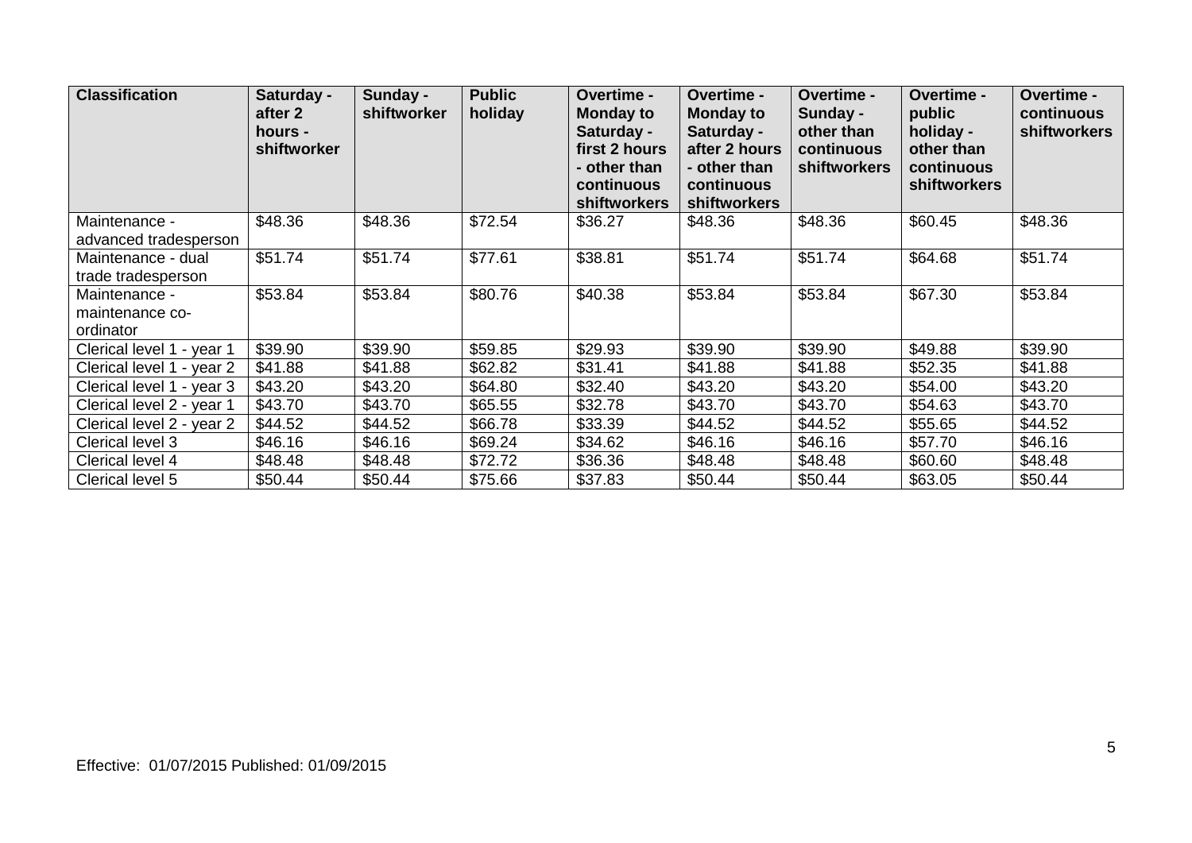| Classification | Saturday - after 2 hours - shiftworker | Sunday - shiftworker | Public holiday | Overtime - Monday to Saturday - first 2 hours - other than continuous shiftworkers | Overtime - Monday to Saturday - after 2 hours - other than continuous shiftworkers | Overtime - Sunday - other than continuous shiftworkers | Overtime - public holiday - other than continuous shiftworkers | Overtime - continuous shiftworkers |
|---|---|---|---|---|---|---|---|---|
| Maintenance - advanced tradesperson | $48.36 | $48.36 | $72.54 | $36.27 | $48.36 | $48.36 | $60.45 | $48.36 |
| Maintenance - dual trade tradesperson | $51.74 | $51.74 | $77.61 | $38.81 | $51.74 | $51.74 | $64.68 | $51.74 |
| Maintenance - maintenance co-ordinator | $53.84 | $53.84 | $80.76 | $40.38 | $53.84 | $53.84 | $67.30 | $53.84 |
| Clerical level 1 - year 1 | $39.90 | $39.90 | $59.85 | $29.93 | $39.90 | $39.90 | $49.88 | $39.90 |
| Clerical level 1 - year 2 | $41.88 | $41.88 | $62.82 | $31.41 | $41.88 | $41.88 | $52.35 | $41.88 |
| Clerical level 1 - year 3 | $43.20 | $43.20 | $64.80 | $32.40 | $43.20 | $43.20 | $54.00 | $43.20 |
| Clerical level 2 - year 1 | $43.70 | $43.70 | $65.55 | $32.78 | $43.70 | $43.70 | $54.63 | $43.70 |
| Clerical level 2 - year 2 | $44.52 | $44.52 | $66.78 | $33.39 | $44.52 | $44.52 | $55.65 | $44.52 |
| Clerical level 3 | $46.16 | $46.16 | $69.24 | $34.62 | $46.16 | $46.16 | $57.70 | $46.16 |
| Clerical level 4 | $48.48 | $48.48 | $72.72 | $36.36 | $48.48 | $48.48 | $60.60 | $48.48 |
| Clerical level 5 | $50.44 | $50.44 | $75.66 | $37.83 | $50.44 | $50.44 | $63.05 | $50.44 |

Effective: 01/07/2015 Published: 01/09/2015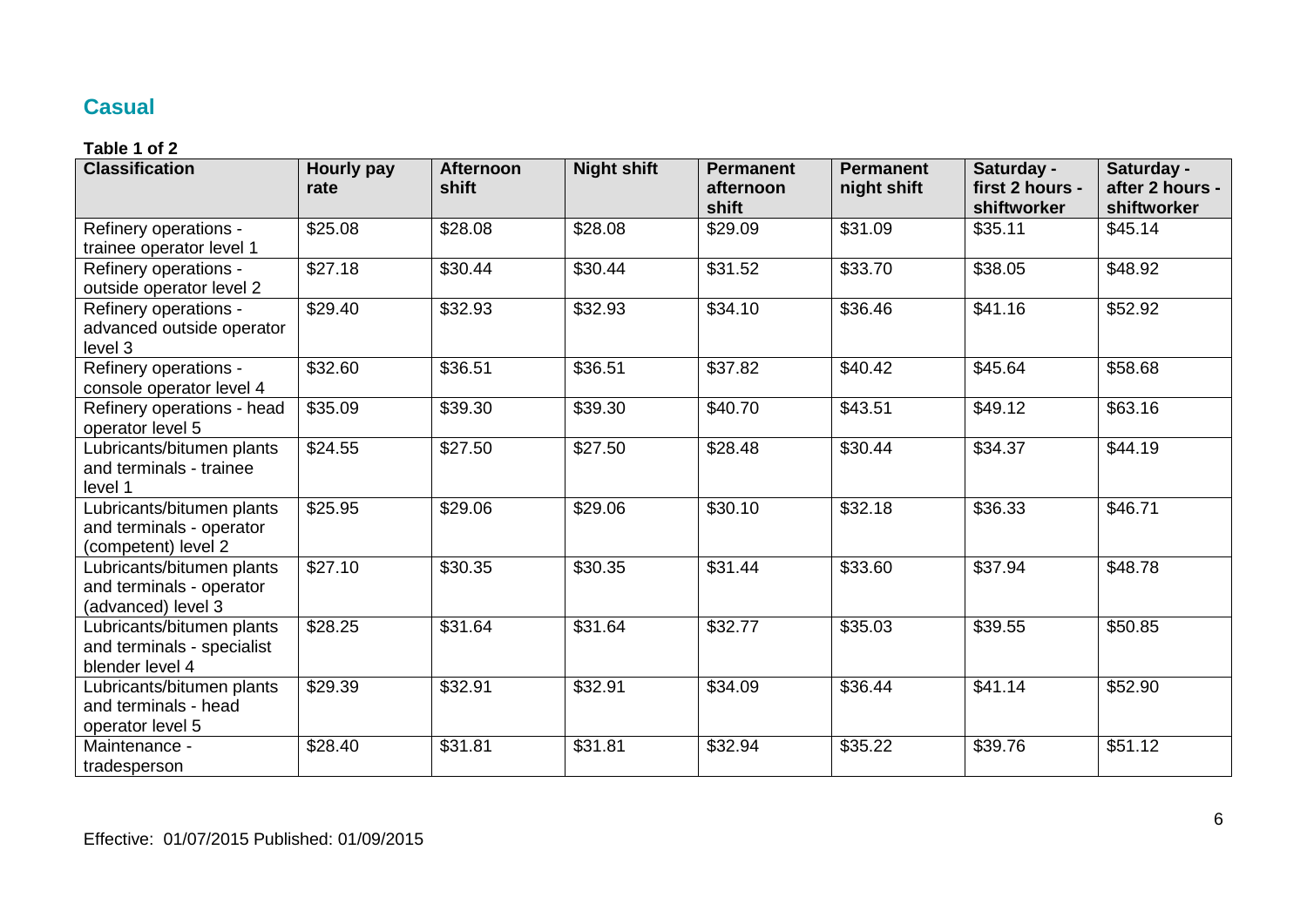## Casual

**Table 1 of 2**

| Classification | Hourly pay rate | Afternoon shift | Night shift | Permanent afternoon shift | Permanent night shift | Saturday - first 2 hours - shiftworker | Saturday - after 2 hours - shiftworker |
|---|---|---|---|---|---|---|---|
| Refinery operations - trainee operator level 1 | $25.08 | $28.08 | $28.08 | $29.09 | $31.09 | $35.11 | $45.14 |
| Refinery operations - outside operator level 2 | $27.18 | $30.44 | $30.44 | $31.52 | $33.70 | $38.05 | $48.92 |
| Refinery operations - advanced outside operator level 3 | $29.40 | $32.93 | $32.93 | $34.10 | $36.46 | $41.16 | $52.92 |
| Refinery operations - console operator level 4 | $32.60 | $36.51 | $36.51 | $37.82 | $40.42 | $45.64 | $58.68 |
| Refinery operations - head operator level 5 | $35.09 | $39.30 | $39.30 | $40.70 | $43.51 | $49.12 | $63.16 |
| Lubricants/bitumen plants and terminals - trainee level 1 | $24.55 | $27.50 | $27.50 | $28.48 | $30.44 | $34.37 | $44.19 |
| Lubricants/bitumen plants and terminals - operator (competent) level 2 | $25.95 | $29.06 | $29.06 | $30.10 | $32.18 | $36.33 | $46.71 |
| Lubricants/bitumen plants and terminals - operator (advanced) level 3 | $27.10 | $30.35 | $30.35 | $31.44 | $33.60 | $37.94 | $48.78 |
| Lubricants/bitumen plants and terminals - specialist blender level 4 | $28.25 | $31.64 | $31.64 | $32.77 | $35.03 | $39.55 | $50.85 |
| Lubricants/bitumen plants and terminals - head operator level 5 | $29.39 | $32.91 | $32.91 | $34.09 | $36.44 | $41.14 | $52.90 |
| Maintenance - tradesperson | $28.40 | $31.81 | $31.81 | $32.94 | $35.22 | $39.76 | $51.12 |

Effective: 01/07/2015 Published: 01/09/2015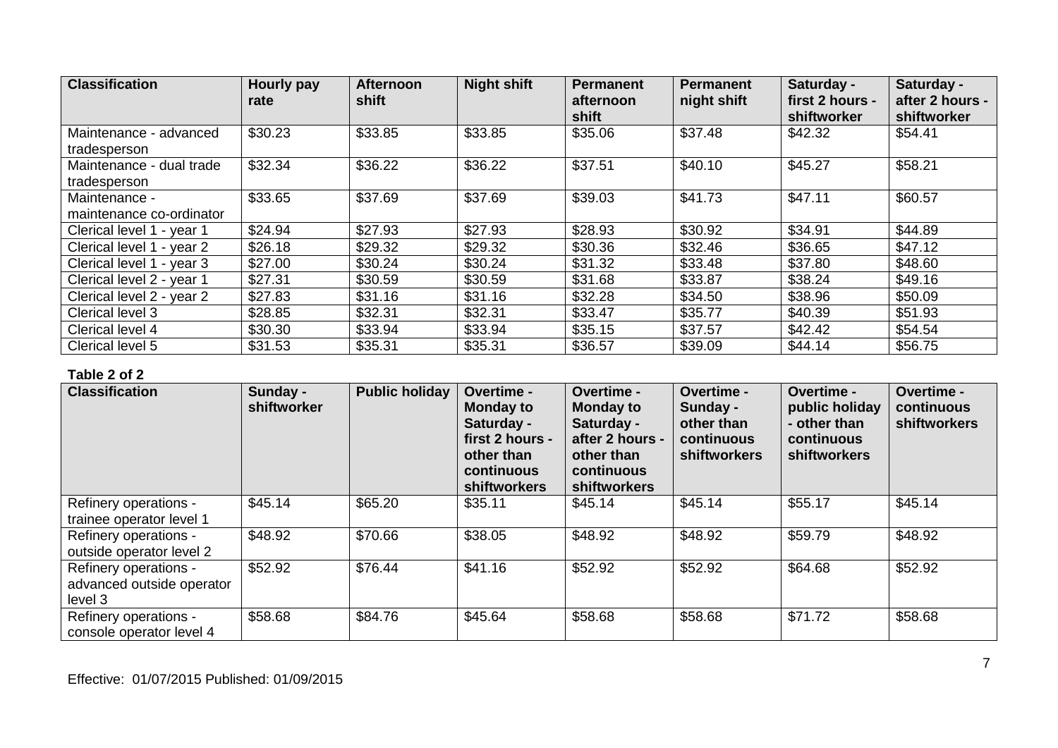| Classification | Hourly pay rate | Afternoon shift | Night shift | Permanent afternoon shift | Permanent night shift | Saturday - first 2 hours - shiftworker | Saturday - after 2 hours - shiftworker |
|---|---|---|---|---|---|---|---|
| Maintenance - advanced tradesperson | $30.23 | $33.85 | $33.85 | $35.06 | $37.48 | $42.32 | $54.41 |
| Maintenance - dual trade tradesperson | $32.34 | $36.22 | $36.22 | $37.51 | $40.10 | $45.27 | $58.21 |
| Maintenance - maintenance co-ordinator | $33.65 | $37.69 | $37.69 | $39.03 | $41.73 | $47.11 | $60.57 |
| Clerical level 1 - year 1 | $24.94 | $27.93 | $27.93 | $28.93 | $30.92 | $34.91 | $44.89 |
| Clerical level 1 - year 2 | $26.18 | $29.32 | $29.32 | $30.36 | $32.46 | $36.65 | $47.12 |
| Clerical level 1 - year 3 | $27.00 | $30.24 | $30.24 | $31.32 | $33.48 | $37.80 | $48.60 |
| Clerical level 2 - year 1 | $27.31 | $30.59 | $30.59 | $31.68 | $33.87 | $38.24 | $49.16 |
| Clerical level 2 - year 2 | $27.83 | $31.16 | $31.16 | $32.28 | $34.50 | $38.96 | $50.09 |
| Clerical level 3 | $28.85 | $32.31 | $32.31 | $33.47 | $35.77 | $40.39 | $51.93 |
| Clerical level 4 | $30.30 | $33.94 | $33.94 | $35.15 | $37.57 | $42.42 | $54.54 |
| Clerical level 5 | $31.53 | $35.31 | $35.31 | $36.57 | $39.09 | $44.14 | $56.75 |

**Table 2 of 2**

| Classification | Sunday - shiftworker | Public holiday | Overtime - Monday to Saturday - first 2 hours - other than continuous shiftworkers | Overtime - Monday to Saturday - after 2 hours - other than continuous shiftworkers | Overtime - Sunday - other than continuous shiftworkers | Overtime - public holiday - other than continuous shiftworkers | Overtime - continuous shiftworkers |
|---|---|---|---|---|---|---|---|
| Refinery operations - trainee operator level 1 | $45.14 | $65.20 | $35.11 | $45.14 | $45.14 | $55.17 | $45.14 |
| Refinery operations - outside operator level 2 | $48.92 | $70.66 | $38.05 | $48.92 | $48.92 | $59.79 | $48.92 |
| Refinery operations - advanced outside operator level 3 | $52.92 | $76.44 | $41.16 | $52.92 | $52.92 | $64.68 | $52.92 |
| Refinery operations - console operator level 4 | $58.68 | $84.76 | $45.64 | $58.68 | $58.68 | $71.72 | $58.68 |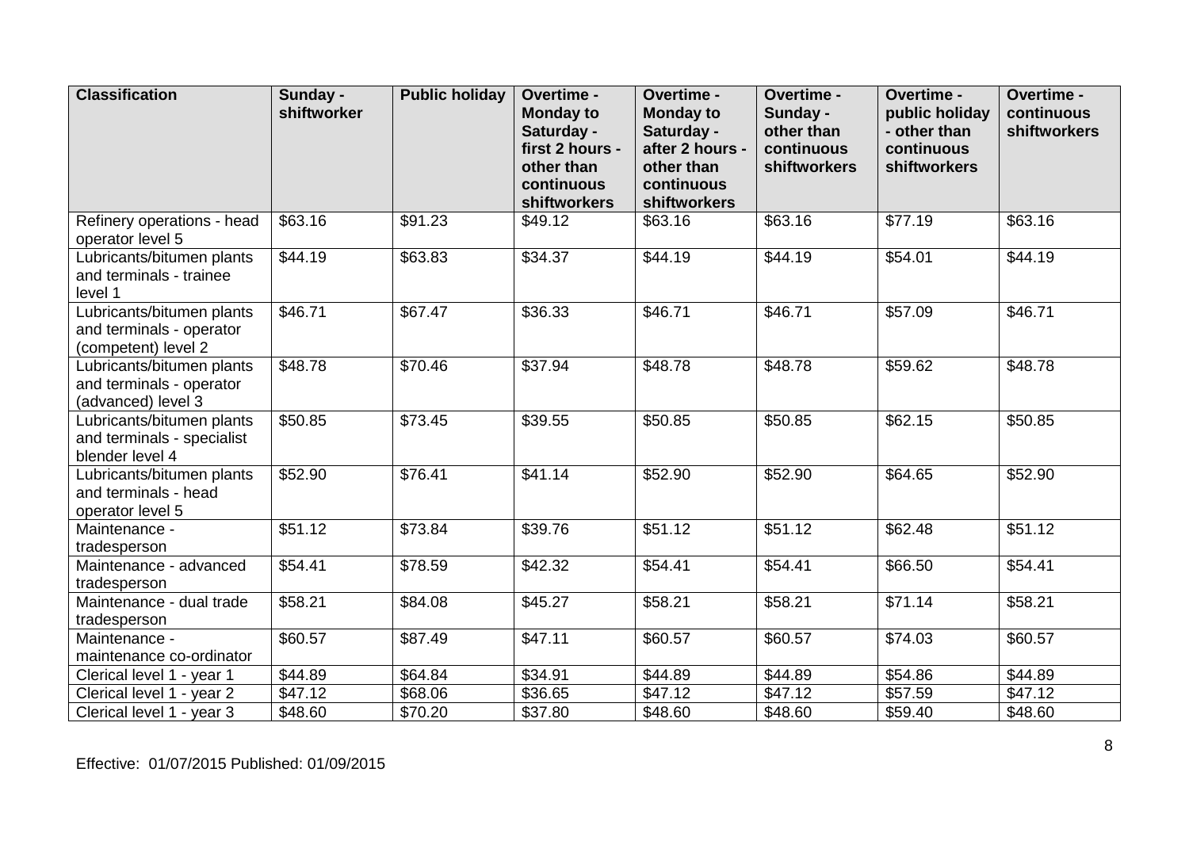| Classification | Sunday - shiftworker | Public holiday | Overtime - Monday to Saturday - first 2 hours - other than continuous shiftworkers | Overtime - Monday to Saturday - after 2 hours - other than continuous shiftworkers | Overtime - Sunday - other than continuous shiftworkers | Overtime - public holiday - other than continuous shiftworkers | Overtime - continuous shiftworkers |
|---|---|---|---|---|---|---|---|
| Refinery operations - head operator level 5 | $63.16 | $91.23 | $49.12 | $63.16 | $63.16 | $77.19 | $63.16 |
| Lubricants/bitumen plants and terminals - trainee level 1 | $44.19 | $63.83 | $34.37 | $44.19 | $44.19 | $54.01 | $44.19 |
| Lubricants/bitumen plants and terminals - operator (competent) level 2 | $46.71 | $67.47 | $36.33 | $46.71 | $46.71 | $57.09 | $46.71 |
| Lubricants/bitumen plants and terminals - operator (advanced) level 3 | $48.78 | $70.46 | $37.94 | $48.78 | $48.78 | $59.62 | $48.78 |
| Lubricants/bitumen plants and terminals - specialist blender level 4 | $50.85 | $73.45 | $39.55 | $50.85 | $50.85 | $62.15 | $50.85 |
| Lubricants/bitumen plants and terminals - head operator level 5 | $52.90 | $76.41 | $41.14 | $52.90 | $52.90 | $64.65 | $52.90 |
| Maintenance - tradesperson | $51.12 | $73.84 | $39.76 | $51.12 | $51.12 | $62.48 | $51.12 |
| Maintenance - advanced tradesperson | $54.41 | $78.59 | $42.32 | $54.41 | $54.41 | $66.50 | $54.41 |
| Maintenance - dual trade tradesperson | $58.21 | $84.08 | $45.27 | $58.21 | $58.21 | $71.14 | $58.21 |
| Maintenance - maintenance co-ordinator | $60.57 | $87.49 | $47.11 | $60.57 | $60.57 | $74.03 | $60.57 |
| Clerical level 1 - year 1 | $44.89 | $64.84 | $34.91 | $44.89 | $44.89 | $54.86 | $44.89 |
| Clerical level 1 - year 2 | $47.12 | $68.06 | $36.65 | $47.12 | $47.12 | $57.59 | $47.12 |
| Clerical level 1 - year 3 | $48.60 | $70.20 | $37.80 | $48.60 | $48.60 | $59.40 | $48.60 |

Effective: 01/07/2015 Published: 01/09/2015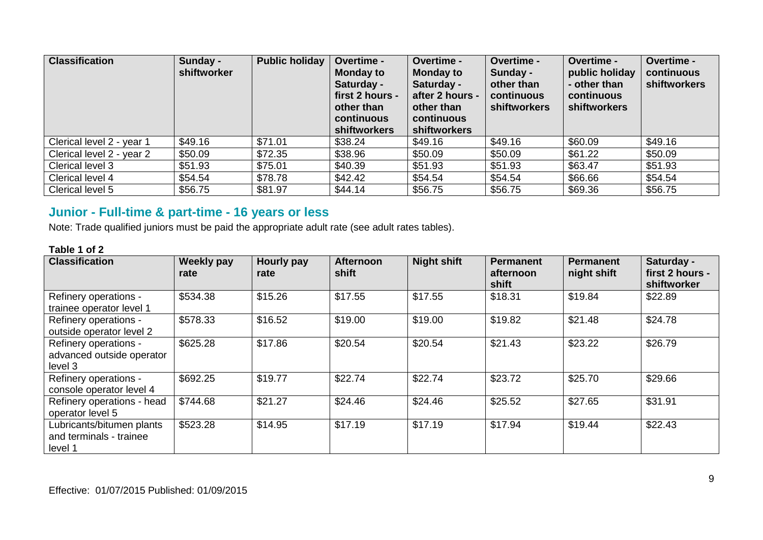| Classification | Sunday - shiftworker | Public holiday | Overtime - Monday to Saturday - first 2 hours - other than continuous shiftworkers | Overtime - Monday to Saturday - after 2 hours - other than continuous shiftworkers | Overtime - Sunday - other than continuous shiftworkers | Overtime - public holiday - other than continuous shiftworkers | Overtime - continuous shiftworkers |
| --- | --- | --- | --- | --- | --- | --- | --- |
| Clerical level 2 - year 1 | $49.16 | $71.01 | $38.24 | $49.16 | $49.16 | $60.09 | $49.16 |
| Clerical level 2 - year 2 | $50.09 | $72.35 | $38.96 | $50.09 | $50.09 | $61.22 | $50.09 |
| Clerical level 3 | $51.93 | $75.01 | $40.39 | $51.93 | $51.93 | $63.47 | $51.93 |
| Clerical level 4 | $54.54 | $78.78 | $42.42 | $54.54 | $54.54 | $66.66 | $54.54 |
| Clerical level 5 | $56.75 | $81.97 | $44.14 | $56.75 | $56.75 | $69.36 | $56.75 |

## Junior - Full-time & part-time - 16 years or less

Note: Trade qualified juniors must be paid the appropriate adult rate (see adult rates tables).

**Table 1 of 2**

| Classification | Weekly pay rate | Hourly pay rate | Afternoon shift | Night shift | Permanent afternoon shift | Permanent night shift | Saturday - first 2 hours - shiftworker |
| --- | --- | --- | --- | --- | --- | --- | --- |
| Refinery operations - trainee operator level 1 | $534.38 | $15.26 | $17.55 | $17.55 | $18.31 | $19.84 | $22.89 |
| Refinery operations - outside operator level 2 | $578.33 | $16.52 | $19.00 | $19.00 | $19.82 | $21.48 | $24.78 |
| Refinery operations - advanced outside operator level 3 | $625.28 | $17.86 | $20.54 | $20.54 | $21.43 | $23.22 | $26.79 |
| Refinery operations - console operator level 4 | $692.25 | $19.77 | $22.74 | $22.74 | $23.72 | $25.70 | $29.66 |
| Refinery operations - head operator level 5 | $744.68 | $21.27 | $24.46 | $24.46 | $25.52 | $27.65 | $31.91 |
| Lubricants/bitumen plants and terminals - trainee level 1 | $523.28 | $14.95 | $17.19 | $17.19 | $17.94 | $19.44 | $22.43 |

Effective: 01/07/2015 Published: 01/09/2015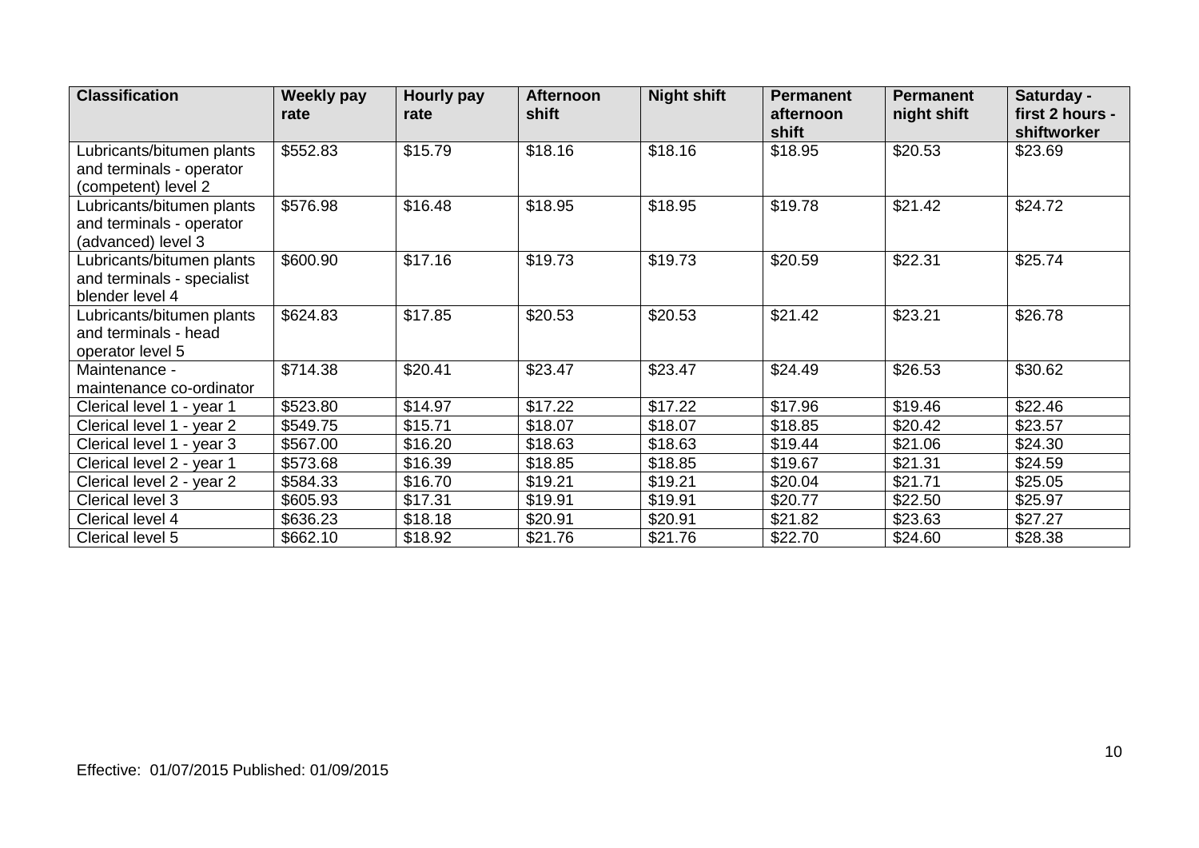| Classification | Weekly pay rate | Hourly pay rate | Afternoon shift | Night shift | Permanent afternoon shift | Permanent night shift | Saturday - first 2 hours - shiftworker |
|---|---|---|---|---|---|---|---|
| Lubricants/bitumen plants and terminals - operator (competent) level 2 | $552.83 | $15.79 | $18.16 | $18.16 | $18.95 | $20.53 | $23.69 |
| Lubricants/bitumen plants and terminals - operator (advanced) level 3 | $576.98 | $16.48 | $18.95 | $18.95 | $19.78 | $21.42 | $24.72 |
| Lubricants/bitumen plants and terminals - specialist blender level 4 | $600.90 | $17.16 | $19.73 | $19.73 | $20.59 | $22.31 | $25.74 |
| Lubricants/bitumen plants and terminals - head operator level 5 | $624.83 | $17.85 | $20.53 | $20.53 | $21.42 | $23.21 | $26.78 |
| Maintenance - maintenance co-ordinator | $714.38 | $20.41 | $23.47 | $23.47 | $24.49 | $26.53 | $30.62 |
| Clerical level 1 - year 1 | $523.80 | $14.97 | $17.22 | $17.22 | $17.96 | $19.46 | $22.46 |
| Clerical level 1 - year 2 | $549.75 | $15.71 | $18.07 | $18.07 | $18.85 | $20.42 | $23.57 |
| Clerical level 1 - year 3 | $567.00 | $16.20 | $18.63 | $18.63 | $19.44 | $21.06 | $24.30 |
| Clerical level 2 - year 1 | $573.68 | $16.39 | $18.85 | $18.85 | $19.67 | $21.31 | $24.59 |
| Clerical level 2 - year 2 | $584.33 | $16.70 | $19.21 | $19.21 | $20.04 | $21.71 | $25.05 |
| Clerical level 3 | $605.93 | $17.31 | $19.91 | $19.91 | $20.77 | $22.50 | $25.97 |
| Clerical level 4 | $636.23 | $18.18 | $20.91 | $20.91 | $21.82 | $23.63 | $27.27 |
| Clerical level 5 | $662.10 | $18.92 | $21.76 | $21.76 | $22.70 | $24.60 | $28.38 |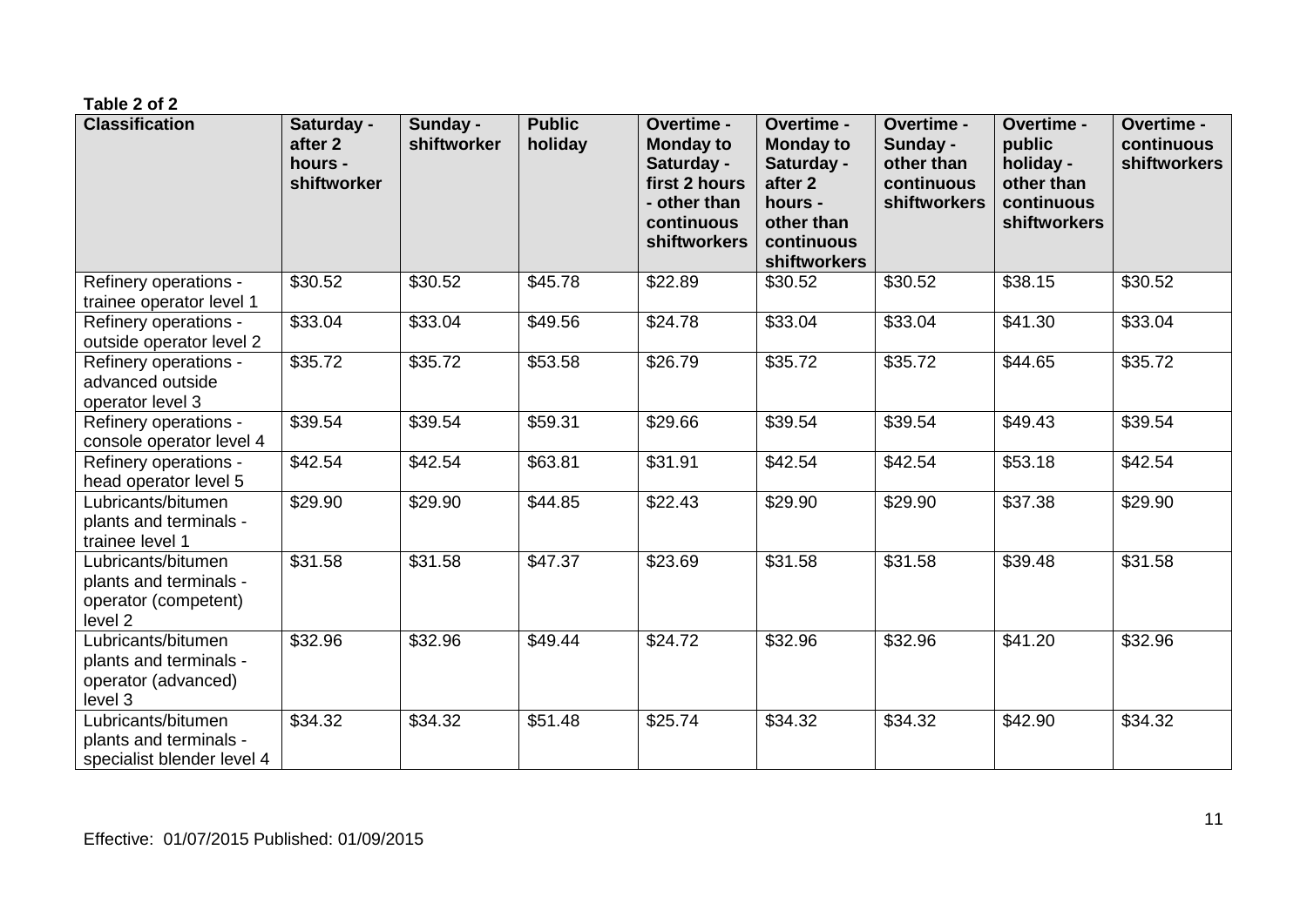**Table 2 of 2**

| Classification | Saturday - after 2 hours - shiftworker | Sunday - shiftworker | Public holiday | Overtime - Monday to Saturday - first 2 hours - other than continuous shiftworkers | Overtime - Monday to Saturday - after 2 hours - other than continuous shiftworkers | Overtime - Sunday - other than continuous shiftworkers | Overtime - public holiday - other than continuous shiftworkers | Overtime - continuous shiftworkers |
|---|---|---|---|---|---|---|---|---|
| Refinery operations - trainee operator level 1 | $30.52 | $30.52 | $45.78 | $22.89 | $30.52 | $30.52 | $38.15 | $30.52 |
| Refinery operations - outside operator level 2 | $33.04 | $33.04 | $49.56 | $24.78 | $33.04 | $33.04 | $41.30 | $33.04 |
| Refinery operations - advanced outside operator level 3 | $35.72 | $35.72 | $53.58 | $26.79 | $35.72 | $35.72 | $44.65 | $35.72 |
| Refinery operations - console operator level 4 | $39.54 | $39.54 | $59.31 | $29.66 | $39.54 | $39.54 | $49.43 | $39.54 |
| Refinery operations - head operator level 5 | $42.54 | $42.54 | $63.81 | $31.91 | $42.54 | $42.54 | $53.18 | $42.54 |
| Lubricants/bitumen plants and terminals - trainee level 1 | $29.90 | $29.90 | $44.85 | $22.43 | $29.90 | $29.90 | $37.38 | $29.90 |
| Lubricants/bitumen plants and terminals - operator (competent) level 2 | $31.58 | $31.58 | $47.37 | $23.69 | $31.58 | $31.58 | $39.48 | $31.58 |
| Lubricants/bitumen plants and terminals - operator (advanced) level 3 | $32.96 | $32.96 | $49.44 | $24.72 | $32.96 | $32.96 | $41.20 | $32.96 |
| Lubricants/bitumen plants and terminals - specialist blender level 4 | $34.32 | $34.32 | $51.48 | $25.74 | $34.32 | $34.32 | $42.90 | $34.32 |

Effective: 01/07/2015 Published: 01/09/2015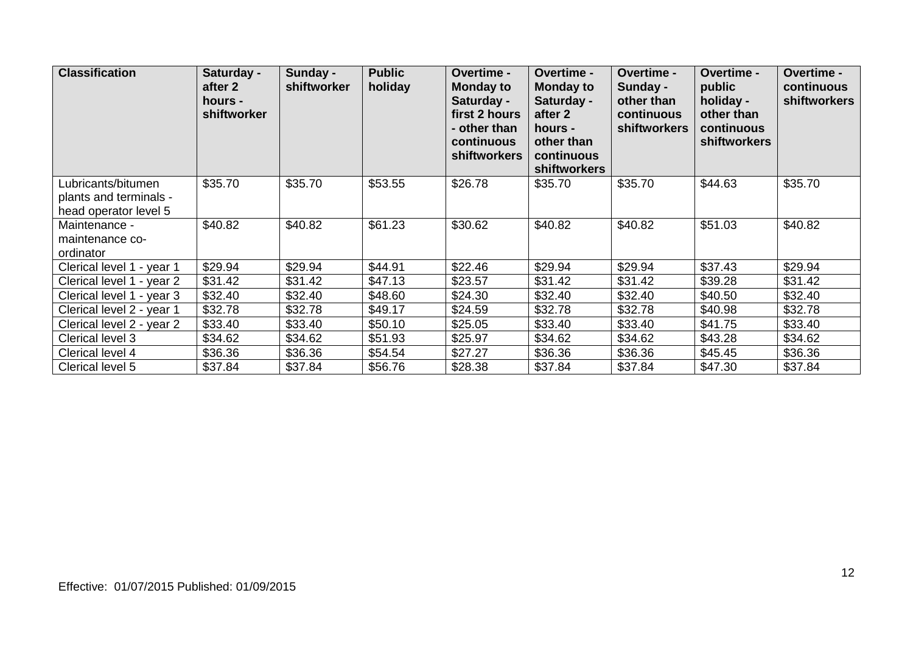| Classification | Saturday - after 2 hours - shiftworker | Sunday - shiftworker | Public holiday | Overtime - Monday to Saturday - first 2 hours - other than continuous shiftworkers | Overtime - Monday to Saturday - after 2 hours - other than continuous shiftworkers | Overtime - Sunday - other than continuous shiftworkers | Overtime - public holiday - other than continuous shiftworkers | Overtime - continuous shiftworkers |
|---|---|---|---|---|---|---|---|---|
| Lubricants/bitumen plants and terminals - head operator level 5 | $35.70 | $35.70 | $53.55 | $26.78 | $35.70 | $35.70 | $44.63 | $35.70 |
| Maintenance - maintenance co-ordinator | $40.82 | $40.82 | $61.23 | $30.62 | $40.82 | $40.82 | $51.03 | $40.82 |
| Clerical level 1 - year 1 | $29.94 | $29.94 | $44.91 | $22.46 | $29.94 | $29.94 | $37.43 | $29.94 |
| Clerical level 1 - year 2 | $31.42 | $31.42 | $47.13 | $23.57 | $31.42 | $31.42 | $39.28 | $31.42 |
| Clerical level 1 - year 3 | $32.40 | $32.40 | $48.60 | $24.30 | $32.40 | $32.40 | $40.50 | $32.40 |
| Clerical level 2 - year 1 | $32.78 | $32.78 | $49.17 | $24.59 | $32.78 | $32.78 | $40.98 | $32.78 |
| Clerical level 2 - year 2 | $33.40 | $33.40 | $50.10 | $25.05 | $33.40 | $33.40 | $41.75 | $33.40 |
| Clerical level 3 | $34.62 | $34.62 | $51.93 | $25.97 | $34.62 | $34.62 | $43.28 | $34.62 |
| Clerical level 4 | $36.36 | $36.36 | $54.54 | $27.27 | $36.36 | $36.36 | $45.45 | $36.36 |
| Clerical level 5 | $37.84 | $37.84 | $56.76 | $28.38 | $37.84 | $37.84 | $47.30 | $37.84 |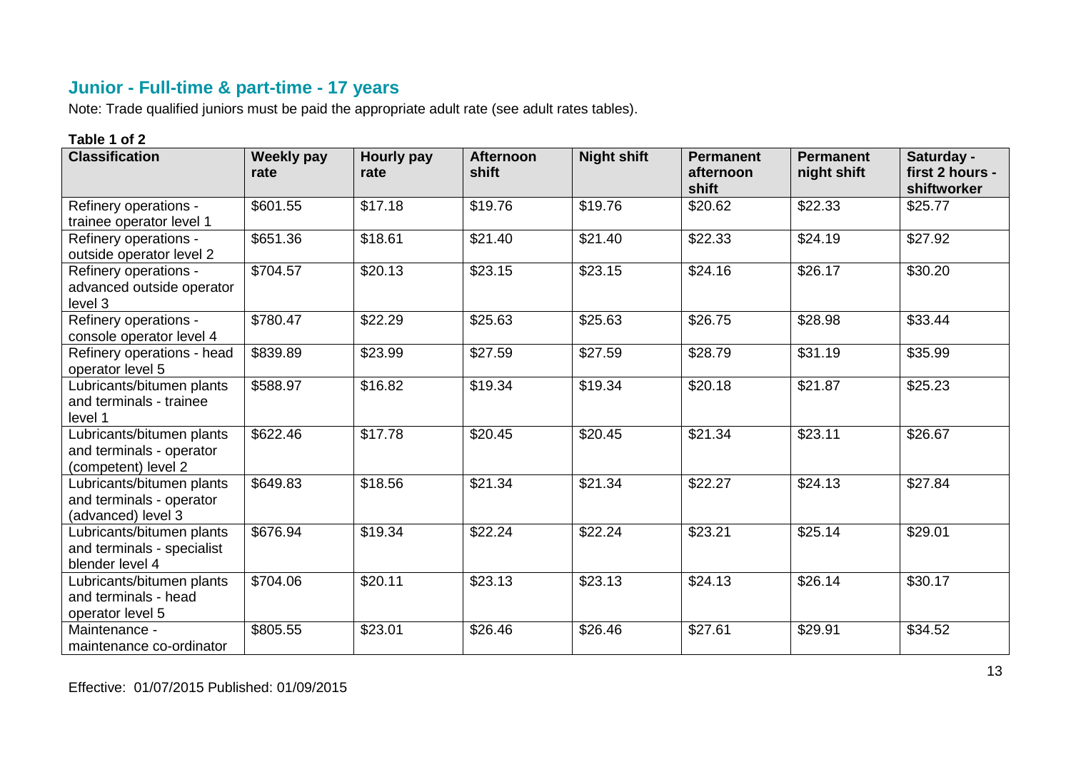## Junior - Full-time & part-time - 17 years

Note: Trade qualified juniors must be paid the appropriate adult rate (see adult rates tables).

**Table 1 of 2**

| Classification | Weekly pay rate | Hourly pay rate | Afternoon shift | Night shift | Permanent afternoon shift | Permanent night shift | Saturday - first 2 hours - shiftworker |
|---|---|---|---|---|---|---|---|
| Refinery operations - trainee operator level 1 | $601.55 | $17.18 | $19.76 | $19.76 | $20.62 | $22.33 | $25.77 |
| Refinery operations - outside operator level 2 | $651.36 | $18.61 | $21.40 | $21.40 | $22.33 | $24.19 | $27.92 |
| Refinery operations - advanced outside operator level 3 | $704.57 | $20.13 | $23.15 | $23.15 | $24.16 | $26.17 | $30.20 |
| Refinery operations - console operator level 4 | $780.47 | $22.29 | $25.63 | $25.63 | $26.75 | $28.98 | $33.44 |
| Refinery operations - head operator level 5 | $839.89 | $23.99 | $27.59 | $27.59 | $28.79 | $31.19 | $35.99 |
| Lubricants/bitumen plants and terminals - trainee level 1 | $588.97 | $16.82 | $19.34 | $19.34 | $20.18 | $21.87 | $25.23 |
| Lubricants/bitumen plants and terminals - operator (competent) level 2 | $622.46 | $17.78 | $20.45 | $20.45 | $21.34 | $23.11 | $26.67 |
| Lubricants/bitumen plants and terminals - operator (advanced) level 3 | $649.83 | $18.56 | $21.34 | $21.34 | $22.27 | $24.13 | $27.84 |
| Lubricants/bitumen plants and terminals - specialist blender level 4 | $676.94 | $19.34 | $22.24 | $22.24 | $23.21 | $25.14 | $29.01 |
| Lubricants/bitumen plants and terminals - head operator level 5 | $704.06 | $20.11 | $23.13 | $23.13 | $24.13 | $26.14 | $30.17 |
| Maintenance - maintenance co-ordinator | $805.55 | $23.01 | $26.46 | $26.46 | $27.61 | $29.91 | $34.52 |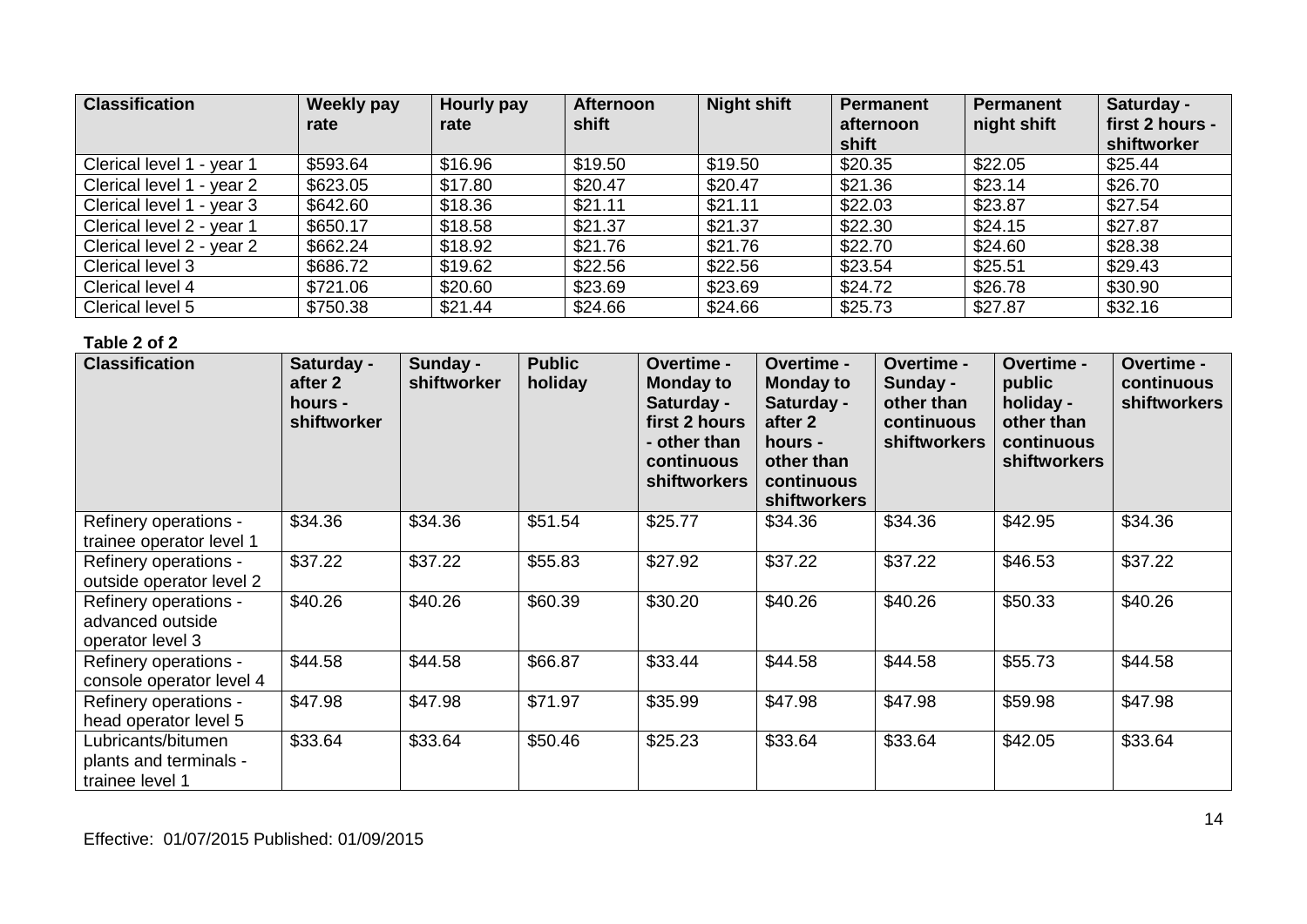| Classification | Weekly pay rate | Hourly pay rate | Afternoon shift | Night shift | Permanent afternoon shift | Permanent night shift | Saturday - first 2 hours - shiftworker |
| --- | --- | --- | --- | --- | --- | --- | --- |
| Clerical level 1 - year 1 | $593.64 | $16.96 | $19.50 | $19.50 | $20.35 | $22.05 | $25.44 |
| Clerical level 1 - year 2 | $623.05 | $17.80 | $20.47 | $20.47 | $21.36 | $23.14 | $26.70 |
| Clerical level 1 - year 3 | $642.60 | $18.36 | $21.11 | $21.11 | $22.03 | $23.87 | $27.54 |
| Clerical level 2 - year 1 | $650.17 | $18.58 | $21.37 | $21.37 | $22.30 | $24.15 | $27.87 |
| Clerical level 2 - year 2 | $662.24 | $18.92 | $21.76 | $21.76 | $22.70 | $24.60 | $28.38 |
| Clerical level 3 | $686.72 | $19.62 | $22.56 | $22.56 | $23.54 | $25.51 | $29.43 |
| Clerical level 4 | $721.06 | $20.60 | $23.69 | $23.69 | $24.72 | $26.78 | $30.90 |
| Clerical level 5 | $750.38 | $21.44 | $24.66 | $24.66 | $25.73 | $27.87 | $32.16 |

**Table 2 of 2**

| Classification | Saturday - after 2 hours - shiftworker | Sunday - shiftworker | Public holiday | Overtime - Monday to Saturday - first 2 hours - other than continuous shiftworkers | Overtime - Monday to Saturday - after 2 hours - other than continuous shiftworkers | Overtime - Sunday - other than continuous shiftworkers | Overtime - public holiday - other than continuous shiftworkers | Overtime - continuous shiftworkers |
| --- | --- | --- | --- | --- | --- | --- | --- | --- |
| Refinery operations - trainee operator level 1 | $34.36 | $34.36 | $51.54 | $25.77 | $34.36 | $34.36 | $42.95 | $34.36 |
| Refinery operations - outside operator level 2 | $37.22 | $37.22 | $55.83 | $27.92 | $37.22 | $37.22 | $46.53 | $37.22 |
| Refinery operations - advanced outside operator level 3 | $40.26 | $40.26 | $60.39 | $30.20 | $40.26 | $40.26 | $50.33 | $40.26 |
| Refinery operations - console operator level 4 | $44.58 | $44.58 | $66.87 | $33.44 | $44.58 | $44.58 | $55.73 | $44.58 |
| Refinery operations - head operator level 5 | $47.98 | $47.98 | $71.97 | $35.99 | $47.98 | $47.98 | $59.98 | $47.98 |
| Lubricants/bitumen plants and terminals - trainee level 1 | $33.64 | $33.64 | $50.46 | $25.23 | $33.64 | $33.64 | $42.05 | $33.64 |

Effective: 01/07/2015 Published: 01/09/2015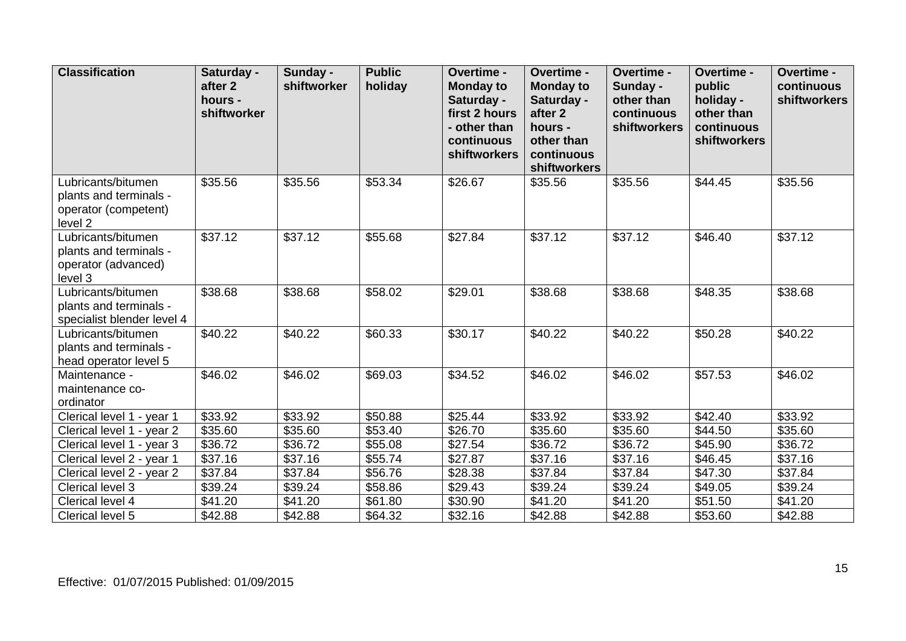| Classification | Saturday - after 2 hours - shiftworker | Sunday - shiftworker | Public holiday | Overtime - Monday to Saturday - first 2 hours - other than continuous shiftworkers | Overtime - Monday to Saturday - after 2 hours - other than continuous shiftworkers | Overtime - Sunday - other than continuous shiftworkers | Overtime - public holiday - other than continuous shiftworkers | Overtime - continuous shiftworkers |
|---|---|---|---|---|---|---|---|---|
| Lubricants/bitumen plants and terminals - operator (competent) level 2 | $35.56 | $35.56 | $53.34 | $26.67 | $35.56 | $35.56 | $44.45 | $35.56 |
| Lubricants/bitumen plants and terminals - operator (advanced) level 3 | $37.12 | $37.12 | $55.68 | $27.84 | $37.12 | $37.12 | $46.40 | $37.12 |
| Lubricants/bitumen plants and terminals - specialist blender level 4 | $38.68 | $38.68 | $58.02 | $29.01 | $38.68 | $38.68 | $48.35 | $38.68 |
| Lubricants/bitumen plants and terminals - head operator level 5 | $40.22 | $40.22 | $60.33 | $30.17 | $40.22 | $40.22 | $50.28 | $40.22 |
| Maintenance - maintenance co-ordinator | $46.02 | $46.02 | $69.03 | $34.52 | $46.02 | $46.02 | $57.53 | $46.02 |
| Clerical level 1 - year 1 | $33.92 | $33.92 | $50.88 | $25.44 | $33.92 | $33.92 | $42.40 | $33.92 |
| Clerical level 1 - year 2 | $35.60 | $35.60 | $53.40 | $26.70 | $35.60 | $35.60 | $44.50 | $35.60 |
| Clerical level 1 - year 3 | $36.72 | $36.72 | $55.08 | $27.54 | $36.72 | $36.72 | $45.90 | $36.72 |
| Clerical level 2 - year 1 | $37.16 | $37.16 | $55.74 | $27.87 | $37.16 | $37.16 | $46.45 | $37.16 |
| Clerical level 2 - year 2 | $37.84 | $37.84 | $56.76 | $28.38 | $37.84 | $37.84 | $47.30 | $37.84 |
| Clerical level 3 | $39.24 | $39.24 | $58.86 | $29.43 | $39.24 | $39.24 | $49.05 | $39.24 |
| Clerical level 4 | $41.20 | $41.20 | $61.80 | $30.90 | $41.20 | $41.20 | $51.50 | $41.20 |
| Clerical level 5 | $42.88 | $42.88 | $64.32 | $32.16 | $42.88 | $42.88 | $53.60 | $42.88 |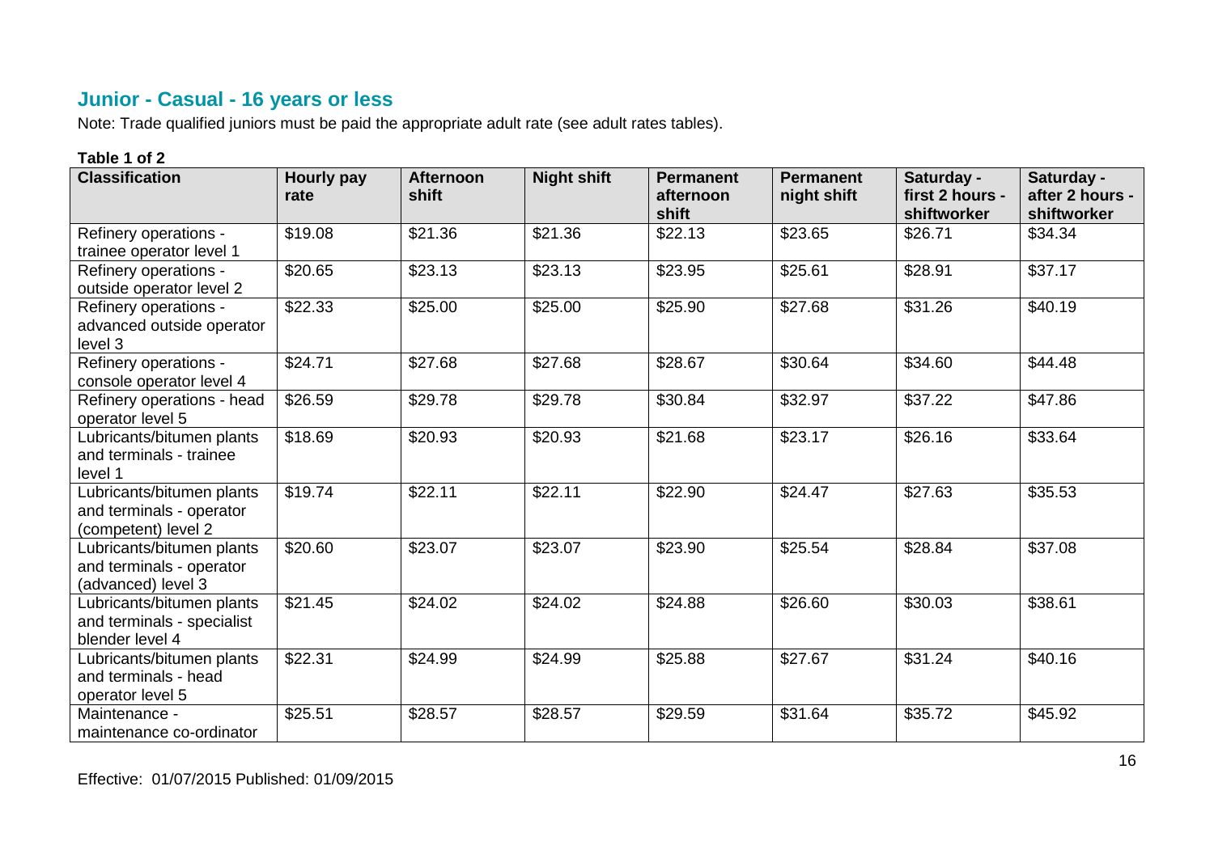## Junior - Casual - 16 years or less

Note: Trade qualified juniors must be paid the appropriate adult rate (see adult rates tables).

**Table 1 of 2**

| Classification | Hourly pay rate | Afternoon shift | Night shift | Permanent afternoon shift | Permanent night shift | Saturday - first 2 hours - shiftworker | Saturday - after 2 hours - shiftworker |
|---|---|---|---|---|---|---|---|
| Refinery operations - trainee operator level 1 | $19.08 | $21.36 | $21.36 | $22.13 | $23.65 | $26.71 | $34.34 |
| Refinery operations - outside operator level 2 | $20.65 | $23.13 | $23.13 | $23.95 | $25.61 | $28.91 | $37.17 |
| Refinery operations - advanced outside operator level 3 | $22.33 | $25.00 | $25.00 | $25.90 | $27.68 | $31.26 | $40.19 |
| Refinery operations - console operator level 4 | $24.71 | $27.68 | $27.68 | $28.67 | $30.64 | $34.60 | $44.48 |
| Refinery operations - head operator level 5 | $26.59 | $29.78 | $29.78 | $30.84 | $32.97 | $37.22 | $47.86 |
| Lubricants/bitumen plants and terminals - trainee level 1 | $18.69 | $20.93 | $20.93 | $21.68 | $23.17 | $26.16 | $33.64 |
| Lubricants/bitumen plants and terminals - operator (competent) level 2 | $19.74 | $22.11 | $22.11 | $22.90 | $24.47 | $27.63 | $35.53 |
| Lubricants/bitumen plants and terminals - operator (advanced) level 3 | $20.60 | $23.07 | $23.07 | $23.90 | $25.54 | $28.84 | $37.08 |
| Lubricants/bitumen plants and terminals - specialist blender level 4 | $21.45 | $24.02 | $24.02 | $24.88 | $26.60 | $30.03 | $38.61 |
| Lubricants/bitumen plants and terminals - head operator level 5 | $22.31 | $24.99 | $24.99 | $25.88 | $27.67 | $31.24 | $40.16 |
| Maintenance - maintenance co-ordinator | $25.51 | $28.57 | $28.57 | $29.59 | $31.64 | $35.72 | $45.92 |

Effective: 01/07/2015 Published: 01/09/2015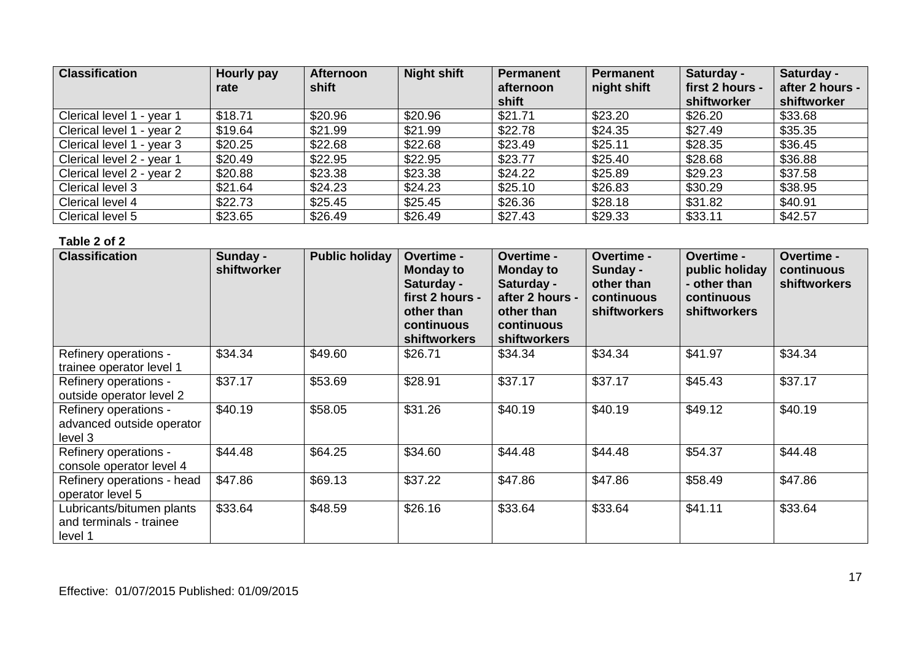| Classification | Hourly pay rate | Afternoon shift | Night shift | Permanent afternoon shift | Permanent night shift | Saturday - first 2 hours - shiftworker | Saturday - after 2 hours - shiftworker |
|---|---|---|---|---|---|---|---|
| Clerical level 1 - year 1 | $18.71 | $20.96 | $20.96 | $21.71 | $23.20 | $26.20 | $33.68 |
| Clerical level 1 - year 2 | $19.64 | $21.99 | $21.99 | $22.78 | $24.35 | $27.49 | $35.35 |
| Clerical level 1 - year 3 | $20.25 | $22.68 | $22.68 | $23.49 | $25.11 | $28.35 | $36.45 |
| Clerical level 2 - year 1 | $20.49 | $22.95 | $22.95 | $23.77 | $25.40 | $28.68 | $36.88 |
| Clerical level 2 - year 2 | $20.88 | $23.38 | $23.38 | $24.22 | $25.89 | $29.23 | $37.58 |
| Clerical level 3 | $21.64 | $24.23 | $24.23 | $25.10 | $26.83 | $30.29 | $38.95 |
| Clerical level 4 | $22.73 | $25.45 | $25.45 | $26.36 | $28.18 | $31.82 | $40.91 |
| Clerical level 5 | $23.65 | $26.49 | $26.49 | $27.43 | $29.33 | $33.11 | $42.57 |

**Table 2 of 2**

| Classification | Sunday - shiftworker | Public holiday | Overtime - Monday to Saturday - first 2 hours - other than continuous shiftworkers | Overtime - Monday to Saturday - after 2 hours - other than continuous shiftworkers | Overtime - Sunday - other than continuous shiftworkers | Overtime - public holiday - other than continuous shiftworkers | Overtime - continuous shiftworkers |
|---|---|---|---|---|---|---|---|
| Refinery operations - trainee operator level 1 | $34.34 | $49.60 | $26.71 | $34.34 | $34.34 | $41.97 | $34.34 |
| Refinery operations - outside operator level 2 | $37.17 | $53.69 | $28.91 | $37.17 | $37.17 | $45.43 | $37.17 |
| Refinery operations - advanced outside operator level 3 | $40.19 | $58.05 | $31.26 | $40.19 | $40.19 | $49.12 | $40.19 |
| Refinery operations - console operator level 4 | $44.48 | $64.25 | $34.60 | $44.48 | $44.48 | $54.37 | $44.48 |
| Refinery operations - head operator level 5 | $47.86 | $69.13 | $37.22 | $47.86 | $47.86 | $58.49 | $47.86 |
| Lubricants/bitumen plants and terminals - trainee level 1 | $33.64 | $48.59 | $26.16 | $33.64 | $33.64 | $41.11 | $33.64 |

Effective: 01/07/2015 Published: 01/09/2015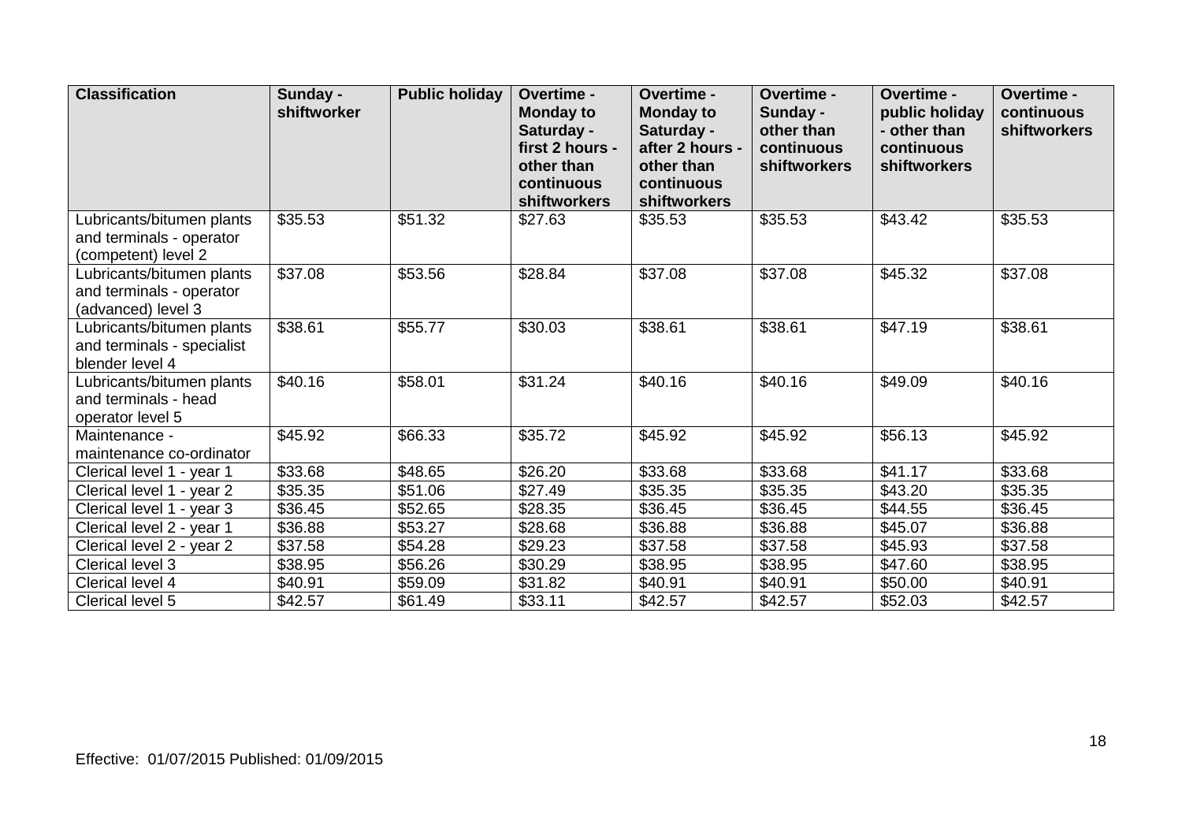| Classification | Sunday - shiftworker | Public holiday | Overtime - Monday to Saturday - first 2 hours - other than continuous shiftworkers | Overtime - Monday to Saturday - after 2 hours - other than continuous shiftworkers | Overtime - Sunday - other than continuous shiftworkers | Overtime - public holiday - other than continuous shiftworkers | Overtime - continuous shiftworkers |
|---|---|---|---|---|---|---|---|
| Lubricants/bitumen plants and terminals - operator (competent) level 2 | $35.53 | $51.32 | $27.63 | $35.53 | $35.53 | $43.42 | $35.53 |
| Lubricants/bitumen plants and terminals - operator (advanced) level 3 | $37.08 | $53.56 | $28.84 | $37.08 | $37.08 | $45.32 | $37.08 |
| Lubricants/bitumen plants and terminals - specialist blender level 4 | $38.61 | $55.77 | $30.03 | $38.61 | $38.61 | $47.19 | $38.61 |
| Lubricants/bitumen plants and terminals - head operator level 5 | $40.16 | $58.01 | $31.24 | $40.16 | $40.16 | $49.09 | $40.16 |
| Maintenance - maintenance co-ordinator | $45.92 | $66.33 | $35.72 | $45.92 | $45.92 | $56.13 | $45.92 |
| Clerical level 1 - year 1 | $33.68 | $48.65 | $26.20 | $33.68 | $33.68 | $41.17 | $33.68 |
| Clerical level 1 - year 2 | $35.35 | $51.06 | $27.49 | $35.35 | $35.35 | $43.20 | $35.35 |
| Clerical level 1 - year 3 | $36.45 | $52.65 | $28.35 | $36.45 | $36.45 | $44.55 | $36.45 |
| Clerical level 2 - year 1 | $36.88 | $53.27 | $28.68 | $36.88 | $36.88 | $45.07 | $36.88 |
| Clerical level 2 - year 2 | $37.58 | $54.28 | $29.23 | $37.58 | $37.58 | $45.93 | $37.58 |
| Clerical level 3 | $38.95 | $56.26 | $30.29 | $38.95 | $38.95 | $47.60 | $38.95 |
| Clerical level 4 | $40.91 | $59.09 | $31.82 | $40.91 | $40.91 | $50.00 | $40.91 |
| Clerical level 5 | $42.57 | $61.49 | $33.11 | $42.57 | $42.57 | $52.03 | $42.57 |

Effective: 01/07/2015 Published: 01/09/2015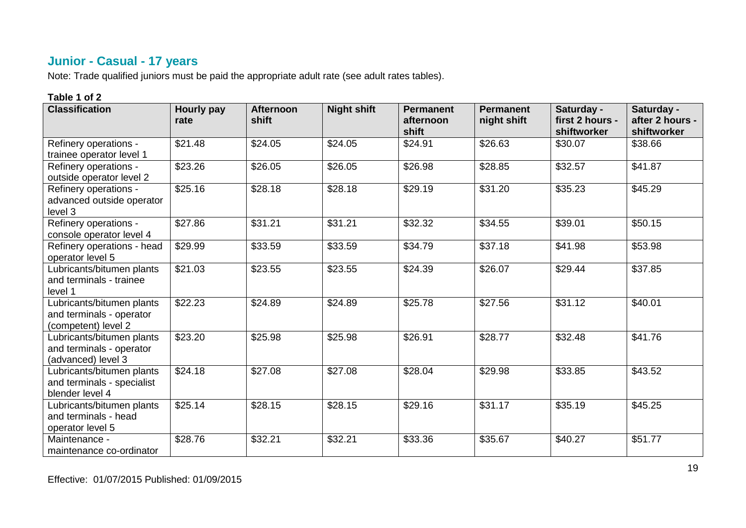## Junior - Casual - 17 years

Note: Trade qualified juniors must be paid the appropriate adult rate (see adult rates tables).

**Table 1 of 2**

| Classification | Hourly pay rate | Afternoon shift | Night shift | Permanent afternoon shift | Permanent night shift | Saturday - first 2 hours - shiftworker | Saturday - after 2 hours - shiftworker |
|---|---|---|---|---|---|---|---|
| Refinery operations - trainee operator level 1 | $21.48 | $24.05 | $24.05 | $24.91 | $26.63 | $30.07 | $38.66 |
| Refinery operations - outside operator level 2 | $23.26 | $26.05 | $26.05 | $26.98 | $28.85 | $32.57 | $41.87 |
| Refinery operations - advanced outside operator level 3 | $25.16 | $28.18 | $28.18 | $29.19 | $31.20 | $35.23 | $45.29 |
| Refinery operations - console operator level 4 | $27.86 | $31.21 | $31.21 | $32.32 | $34.55 | $39.01 | $50.15 |
| Refinery operations - head operator level 5 | $29.99 | $33.59 | $33.59 | $34.79 | $37.18 | $41.98 | $53.98 |
| Lubricants/bitumen plants and terminals - trainee level 1 | $21.03 | $23.55 | $23.55 | $24.39 | $26.07 | $29.44 | $37.85 |
| Lubricants/bitumen plants and terminals - operator (competent) level 2 | $22.23 | $24.89 | $24.89 | $25.78 | $27.56 | $31.12 | $40.01 |
| Lubricants/bitumen plants and terminals - operator (advanced) level 3 | $23.20 | $25.98 | $25.98 | $26.91 | $28.77 | $32.48 | $41.76 |
| Lubricants/bitumen plants and terminals - specialist blender level 4 | $24.18 | $27.08 | $27.08 | $28.04 | $29.98 | $33.85 | $43.52 |
| Lubricants/bitumen plants and terminals - head operator level 5 | $25.14 | $28.15 | $28.15 | $29.16 | $31.17 | $35.19 | $45.25 |
| Maintenance - maintenance co-ordinator | $28.76 | $32.21 | $32.21 | $33.36 | $35.67 | $40.27 | $51.77 |

Effective: 01/07/2015 Published: 01/09/2015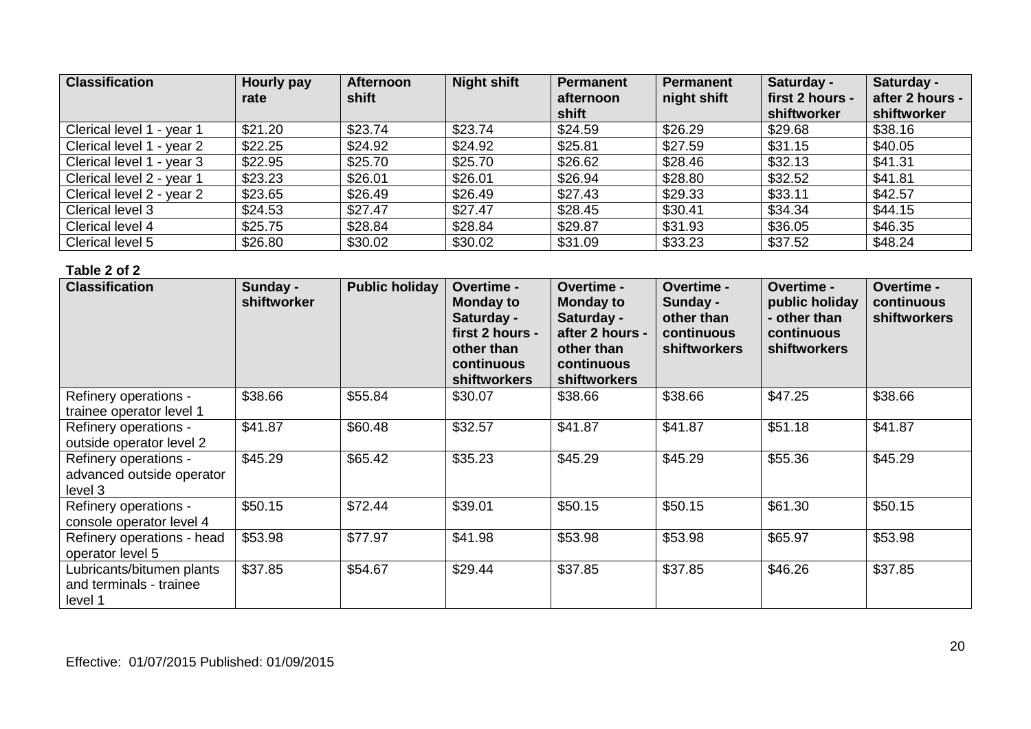| Classification | Hourly pay rate | Afternoon shift | Night shift | Permanent afternoon shift | Permanent night shift | Saturday - first 2 hours - shiftworker | Saturday - after 2 hours - shiftworker |
|---|---|---|---|---|---|---|---|
| Clerical level 1 - year 1 | $21.20 | $23.74 | $23.74 | $24.59 | $26.29 | $29.68 | $38.16 |
| Clerical level 1 - year 2 | $22.25 | $24.92 | $24.92 | $25.81 | $27.59 | $31.15 | $40.05 |
| Clerical level 1 - year 3 | $22.95 | $25.70 | $25.70 | $26.62 | $28.46 | $32.13 | $41.31 |
| Clerical level 2 - year 1 | $23.23 | $26.01 | $26.01 | $26.94 | $28.80 | $32.52 | $41.81 |
| Clerical level 2 - year 2 | $23.65 | $26.49 | $26.49 | $27.43 | $29.33 | $33.11 | $42.57 |
| Clerical level 3 | $24.53 | $27.47 | $27.47 | $28.45 | $30.41 | $34.34 | $44.15 |
| Clerical level 4 | $25.75 | $28.84 | $28.84 | $29.87 | $31.93 | $36.05 | $46.35 |
| Clerical level 5 | $26.80 | $30.02 | $30.02 | $31.09 | $33.23 | $37.52 | $48.24 |

**Table 2 of 2**

| Classification | Sunday - shiftworker | Public holiday | Overtime - Monday to Saturday - first 2 hours - other than continuous shiftworkers | Overtime - Monday to Saturday - after 2 hours - other than continuous shiftworkers | Overtime - Sunday - other than continuous shiftworkers | Overtime - public holiday - other than continuous shiftworkers | Overtime - continuous shiftworkers |
|---|---|---|---|---|---|---|---|
| Refinery operations - trainee operator level 1 | $38.66 | $55.84 | $30.07 | $38.66 | $38.66 | $47.25 | $38.66 |
| Refinery operations - outside operator level 2 | $41.87 | $60.48 | $32.57 | $41.87 | $41.87 | $51.18 | $41.87 |
| Refinery operations - advanced outside operator level 3 | $45.29 | $65.42 | $35.23 | $45.29 | $45.29 | $55.36 | $45.29 |
| Refinery operations - console operator level 4 | $50.15 | $72.44 | $39.01 | $50.15 | $50.15 | $61.30 | $50.15 |
| Refinery operations - head operator level 5 | $53.98 | $77.97 | $41.98 | $53.98 | $53.98 | $65.97 | $53.98 |
| Lubricants/bitumen plants and terminals - trainee level 1 | $37.85 | $54.67 | $29.44 | $37.85 | $37.85 | $46.26 | $37.85 |

Effective: 01/07/2015 Published: 01/09/2015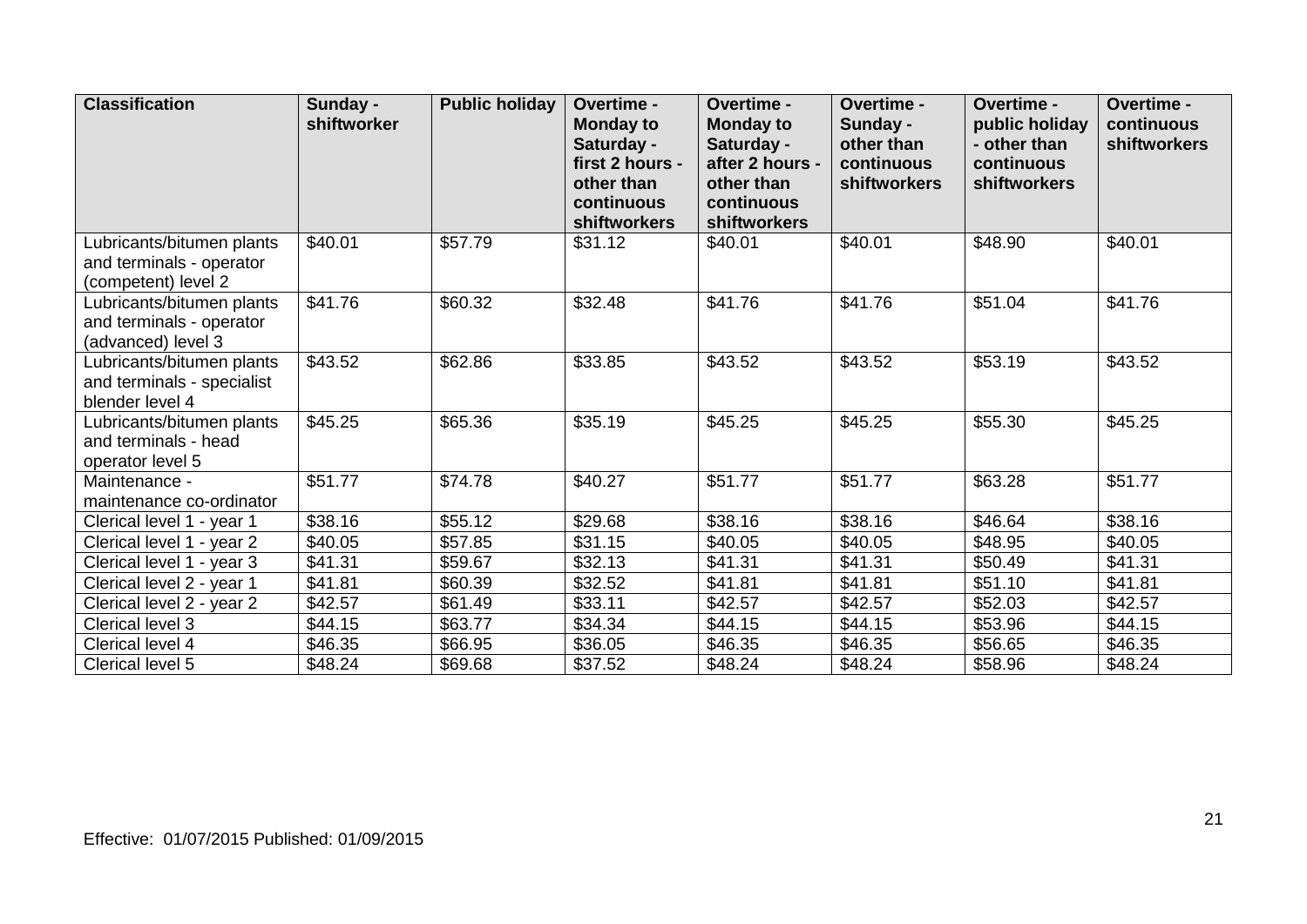| Classification | Sunday - shiftworker | Public holiday | Overtime - Monday to Saturday - first 2 hours - other than continuous shiftworkers | Overtime - Monday to Saturday - after 2 hours - other than continuous shiftworkers | Overtime - Sunday - other than continuous shiftworkers | Overtime - public holiday - other than continuous shiftworkers | Overtime - continuous shiftworkers |
|---|---|---|---|---|---|---|---|
| Lubricants/bitumen plants and terminals - operator (competent) level 2 | $40.01 | $57.79 | $31.12 | $40.01 | $40.01 | $48.90 | $40.01 |
| Lubricants/bitumen plants and terminals - operator (advanced) level 3 | $41.76 | $60.32 | $32.48 | $41.76 | $41.76 | $51.04 | $41.76 |
| Lubricants/bitumen plants and terminals - specialist blender level 4 | $43.52 | $62.86 | $33.85 | $43.52 | $43.52 | $53.19 | $43.52 |
| Lubricants/bitumen plants and terminals - head operator level 5 | $45.25 | $65.36 | $35.19 | $45.25 | $45.25 | $55.30 | $45.25 |
| Maintenance - maintenance co-ordinator | $51.77 | $74.78 | $40.27 | $51.77 | $51.77 | $63.28 | $51.77 |
| Clerical level 1 - year 1 | $38.16 | $55.12 | $29.68 | $38.16 | $38.16 | $46.64 | $38.16 |
| Clerical level 1 - year 2 | $40.05 | $57.85 | $31.15 | $40.05 | $40.05 | $48.95 | $40.05 |
| Clerical level 1 - year 3 | $41.31 | $59.67 | $32.13 | $41.31 | $41.31 | $50.49 | $41.31 |
| Clerical level 2 - year 1 | $41.81 | $60.39 | $32.52 | $41.81 | $41.81 | $51.10 | $41.81 |
| Clerical level 2 - year 2 | $42.57 | $61.49 | $33.11 | $42.57 | $42.57 | $52.03 | $42.57 |
| Clerical level 3 | $44.15 | $63.77 | $34.34 | $44.15 | $44.15 | $53.96 | $44.15 |
| Clerical level 4 | $46.35 | $66.95 | $36.05 | $46.35 | $46.35 | $56.65 | $46.35 |
| Clerical level 5 | $48.24 | $69.68 | $37.52 | $48.24 | $48.24 | $58.96 | $48.24 |

Effective: 01/07/2015 Published: 01/09/2015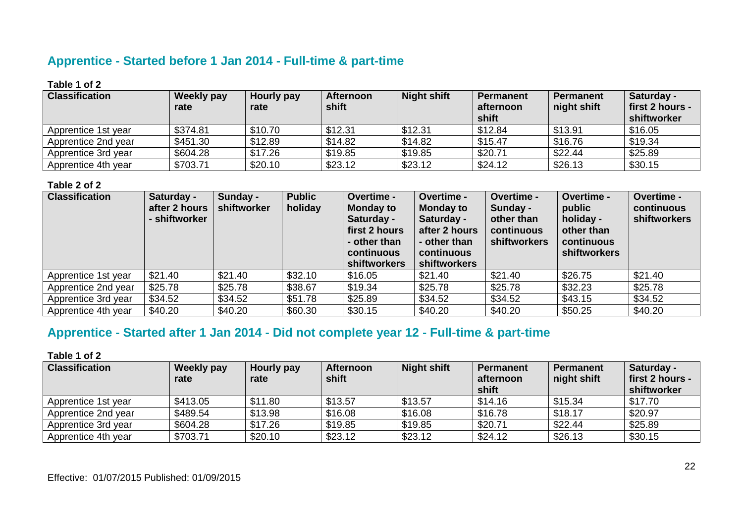## Apprentice - Started before 1 Jan 2014 - Full-time & part-time

**Table 1 of 2**

| Classification | Weekly pay rate | Hourly pay rate | Afternoon shift | Night shift | Permanent afternoon shift | Permanent night shift | Saturday - first 2 hours - shiftworker |
|---|---|---|---|---|---|---|---|
| Apprentice 1st year | $374.81 | $10.70 | $12.31 | $12.31 | $12.84 | $13.91 | $16.05 |
| Apprentice 2nd year | $451.30 | $12.89 | $14.82 | $14.82 | $15.47 | $16.76 | $19.34 |
| Apprentice 3rd year | $604.28 | $17.26 | $19.85 | $19.85 | $20.71 | $22.44 | $25.89 |
| Apprentice 4th year | $703.71 | $20.10 | $23.12 | $23.12 | $24.12 | $26.13 | $30.15 |

**Table 2 of 2**

| Classification | Saturday - after 2 hours - shiftworker | Sunday - shiftworker | Public holiday | Overtime - Monday to Saturday - first 2 hours - other than continuous shiftworkers | Overtime - Monday to Saturday - after 2 hours - other than continuous shiftworkers | Overtime - Sunday - other than continuous shiftworkers | Overtime - public holiday - other than continuous shiftworkers | Overtime - continuous shiftworkers |
|---|---|---|---|---|---|---|---|---|
| Apprentice 1st year | $21.40 | $21.40 | $32.10 | $16.05 | $21.40 | $21.40 | $26.75 | $21.40 |
| Apprentice 2nd year | $25.78 | $25.78 | $38.67 | $19.34 | $25.78 | $25.78 | $32.23 | $25.78 |
| Apprentice 3rd year | $34.52 | $34.52 | $51.78 | $25.89 | $34.52 | $34.52 | $43.15 | $34.52 |
| Apprentice 4th year | $40.20 | $40.20 | $60.30 | $30.15 | $40.20 | $40.20 | $50.25 | $40.20 |

## Apprentice - Started after 1 Jan 2014 - Did not complete year 12 - Full-time & part-time

**Table 1 of 2**

| Classification | Weekly pay rate | Hourly pay rate | Afternoon shift | Night shift | Permanent afternoon shift | Permanent night shift | Saturday - first 2 hours - shiftworker |
|---|---|---|---|---|---|---|---|
| Apprentice 1st year | $413.05 | $11.80 | $13.57 | $13.57 | $14.16 | $15.34 | $17.70 |
| Apprentice 2nd year | $489.54 | $13.98 | $16.08 | $16.08 | $16.78 | $18.17 | $20.97 |
| Apprentice 3rd year | $604.28 | $17.26 | $19.85 | $19.85 | $20.71 | $22.44 | $25.89 |
| Apprentice 4th year | $703.71 | $20.10 | $23.12 | $23.12 | $24.12 | $26.13 | $30.15 |

Effective: 01/07/2015 Published: 01/09/2015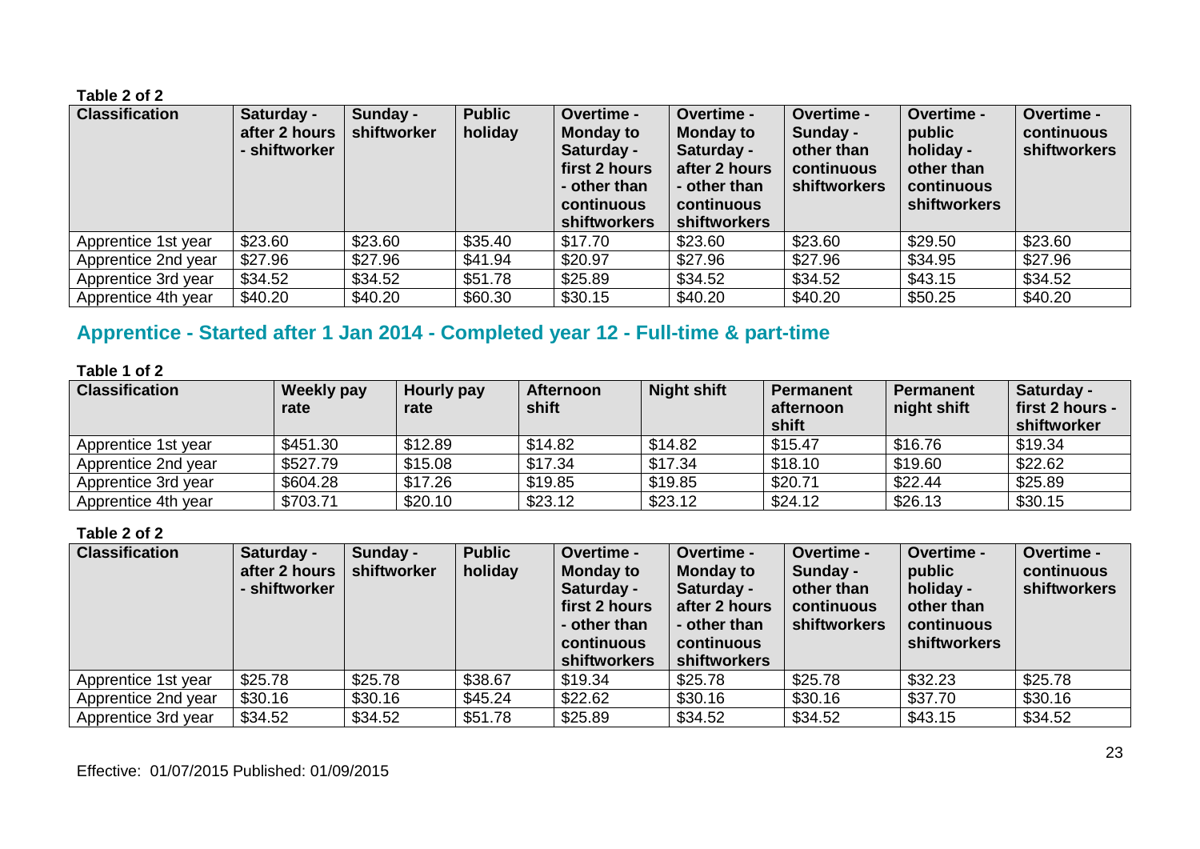**Table 2 of 2**

| Classification | Saturday - after 2 hours - shiftworker | Sunday - shiftworker | Public holiday | Overtime - Monday to Saturday - first 2 hours - other than continuous shiftworkers | Overtime - Monday to Saturday - after 2 hours - other than continuous shiftworkers | Overtime - Sunday - other than continuous shiftworkers | Overtime - public holiday - other than continuous shiftworkers | Overtime - continuous shiftworkers |
|---|---|---|---|---|---|---|---|---|
| Apprentice 1st year | $23.60 | $23.60 | $35.40 | $17.70 | $23.60 | $23.60 | $29.50 | $23.60 |
| Apprentice 2nd year | $27.96 | $27.96 | $41.94 | $20.97 | $27.96 | $27.96 | $34.95 | $27.96 |
| Apprentice 3rd year | $34.52 | $34.52 | $51.78 | $25.89 | $34.52 | $34.52 | $43.15 | $34.52 |
| Apprentice 4th year | $40.20 | $40.20 | $60.30 | $30.15 | $40.20 | $40.20 | $50.25 | $40.20 |

## Apprentice - Started after 1 Jan 2014 - Completed year 12 - Full-time & part-time

**Table 1 of 2**

| Classification | Weekly pay rate | Hourly pay rate | Afternoon shift | Night shift | Permanent afternoon shift | Permanent night shift | Saturday - first 2 hours - shiftworker |
|---|---|---|---|---|---|---|---|
| Apprentice 1st year | $451.30 | $12.89 | $14.82 | $14.82 | $15.47 | $16.76 | $19.34 |
| Apprentice 2nd year | $527.79 | $15.08 | $17.34 | $17.34 | $18.10 | $19.60 | $22.62 |
| Apprentice 3rd year | $604.28 | $17.26 | $19.85 | $19.85 | $20.71 | $22.44 | $25.89 |
| Apprentice 4th year | $703.71 | $20.10 | $23.12 | $23.12 | $24.12 | $26.13 | $30.15 |

**Table 2 of 2**

| Classification | Saturday - after 2 hours - shiftworker | Sunday - shiftworker | Public holiday | Overtime - Monday to Saturday - first 2 hours - other than continuous shiftworkers | Overtime - Monday to Saturday - after 2 hours - other than continuous shiftworkers | Overtime - Sunday - other than continuous shiftworkers | Overtime - public holiday - other than continuous shiftworkers | Overtime - continuous shiftworkers |
|---|---|---|---|---|---|---|---|---|
| Apprentice 1st year | $25.78 | $25.78 | $38.67 | $19.34 | $25.78 | $25.78 | $32.23 | $25.78 |
| Apprentice 2nd year | $30.16 | $30.16 | $45.24 | $22.62 | $30.16 | $30.16 | $37.70 | $30.16 |
| Apprentice 3rd year | $34.52 | $34.52 | $51.78 | $25.89 | $34.52 | $34.52 | $43.15 | $34.52 |

Effective: 01/07/2015 Published: 01/09/2015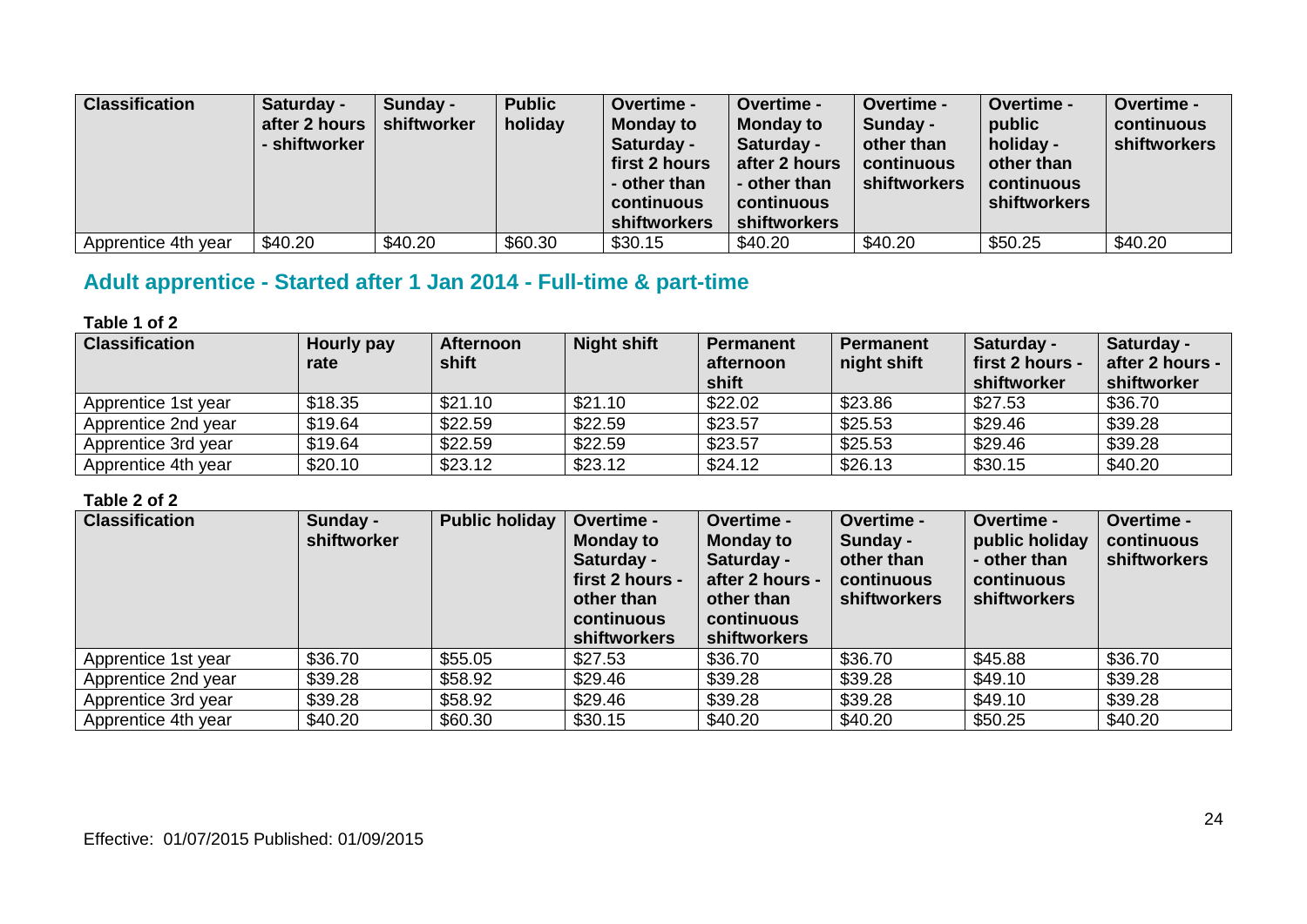| Classification | Saturday - after 2 hours - shiftworker | Sunday - shiftworker | Public holiday | Overtime - Monday to Saturday - first 2 hours - other than continuous shiftworkers | Overtime - Monday to Saturday - after 2 hours - other than continuous shiftworkers | Overtime - Sunday - other than continuous shiftworkers | Overtime - public holiday - other than continuous shiftworkers | Overtime - continuous shiftworkers |
|---|---|---|---|---|---|---|---|---|
| Apprentice 4th year | $40.20 | $40.20 | $60.30 | $30.15 | $40.20 | $40.20 | $50.25 | $40.20 |

## Adult apprentice - Started after 1 Jan 2014 - Full-time & part-time

**Table 1 of 2**

| Classification | Hourly pay rate | Afternoon shift | Night shift | Permanent afternoon shift | Permanent night shift | Saturday - first 2 hours - shiftworker | Saturday - after 2 hours - shiftworker |
|---|---|---|---|---|---|---|---|
| Apprentice 1st year | $18.35 | $21.10 | $21.10 | $22.02 | $23.86 | $27.53 | $36.70 |
| Apprentice 2nd year | $19.64 | $22.59 | $22.59 | $23.57 | $25.53 | $29.46 | $39.28 |
| Apprentice 3rd year | $19.64 | $22.59 | $22.59 | $23.57 | $25.53 | $29.46 | $39.28 |
| Apprentice 4th year | $20.10 | $23.12 | $23.12 | $24.12 | $26.13 | $30.15 | $40.20 |

**Table 2 of 2**

| Classification | Sunday - shiftworker | Public holiday | Overtime - Monday to Saturday - first 2 hours - other than continuous shiftworkers | Overtime - Monday to Saturday - after 2 hours - other than continuous shiftworkers | Overtime - Sunday - other than continuous shiftworkers | Overtime - public holiday - other than continuous shiftworkers | Overtime - continuous shiftworkers |
|---|---|---|---|---|---|---|---|
| Apprentice 1st year | $36.70 | $55.05 | $27.53 | $36.70 | $36.70 | $45.88 | $36.70 |
| Apprentice 2nd year | $39.28 | $58.92 | $29.46 | $39.28 | $39.28 | $49.10 | $39.28 |
| Apprentice 3rd year | $39.28 | $58.92 | $29.46 | $39.28 | $39.28 | $49.10 | $39.28 |
| Apprentice 4th year | $40.20 | $60.30 | $30.15 | $40.20 | $40.20 | $50.25 | $40.20 |

Effective: 01/07/2015 Published: 01/09/2015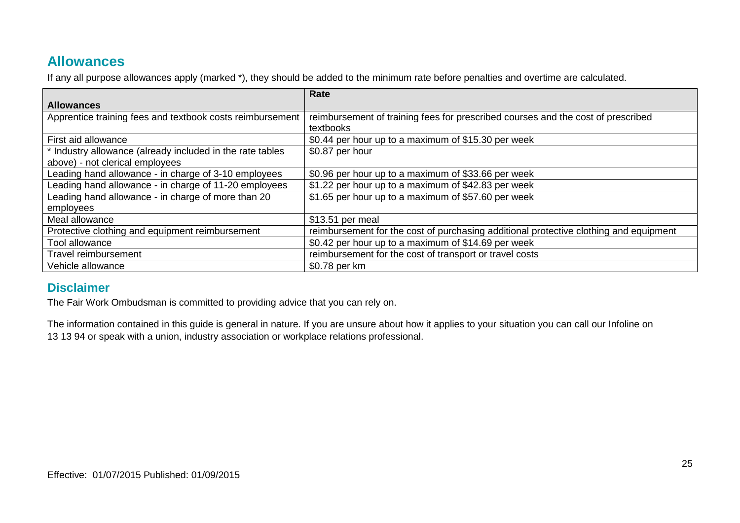## Allowances

If any all purpose allowances apply (marked *), they should be added to the minimum rate before penalties and overtime are calculated.

| Allowances | Rate |
|---|---|
| Apprentice training fees and textbook costs reimbursement | reimbursement of training fees for prescribed courses and the cost of prescribed textbooks |
| First aid allowance | $0.44 per hour up to a maximum of $15.30 per week |
| * Industry allowance (already included in the rate tables above) - not clerical employees | $0.87 per hour |
| Leading hand allowance - in charge of 3-10 employees | $0.96 per hour up to a maximum of $33.66 per week |
| Leading hand allowance - in charge of 11-20 employees | $1.22 per hour up to a maximum of $42.83 per week |
| Leading hand allowance - in charge of more than 20 employees | $1.65 per hour up to a maximum of $57.60 per week |
| Meal allowance | $13.51 per meal |
| Protective clothing and equipment reimbursement | reimbursement for the cost of purchasing additional protective clothing and equipment |
| Tool allowance | $0.42 per hour up to a maximum of $14.69 per week |
| Travel reimbursement | reimbursement for the cost of transport or travel costs |
| Vehicle allowance | $0.78 per km |

## Disclaimer

The Fair Work Ombudsman is committed to providing advice that you can rely on.

The information contained in this guide is general in nature. If you are unsure about how it applies to your situation you can call our Infoline on 13 13 94 or speak with a union, industry association or workplace relations professional.

Effective: 01/07/2015 Published: 01/09/2015